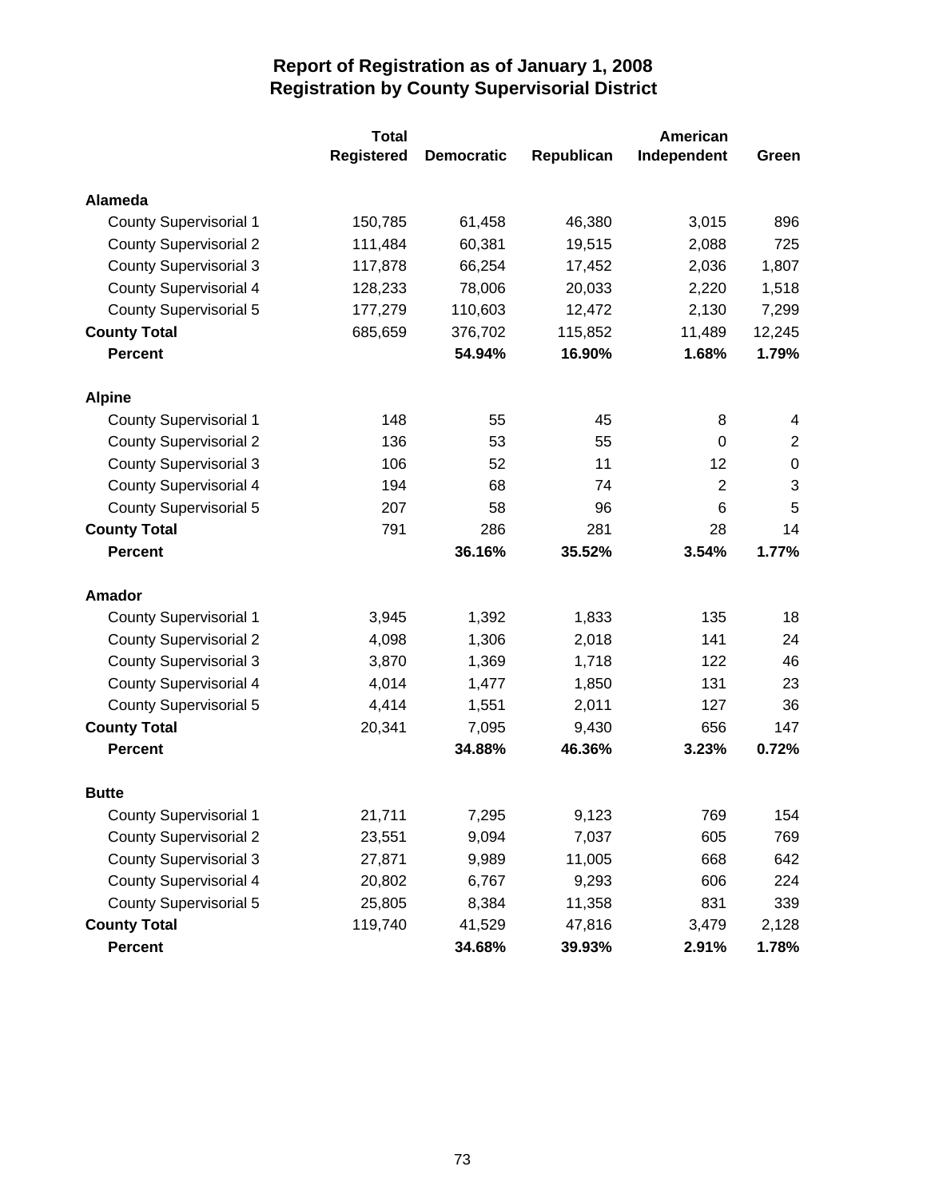# Report of Registration as of January 1, 2008
## Registration by County Supervisorial District

| | Total Registered | Democratic | Republican | American Independent | Green |
|---|---|---|---|---|---|
| **Alameda** | | | | | |
| County Supervisorial 1 | 150,785 | 61,458 | 46,380 | 3,015 | 896 |
| County Supervisorial 2 | 111,484 | 60,381 | 19,515 | 2,088 | 725 |
| County Supervisorial 3 | 117,878 | 66,254 | 17,452 | 2,036 | 1,807 |
| County Supervisorial 4 | 128,233 | 78,006 | 20,033 | 2,220 | 1,518 |
| County Supervisorial 5 | 177,279 | 110,603 | 12,472 | 2,130 | 7,299 |
| **County Total** | 685,659 | 376,702 | 115,852 | 11,489 | 12,245 |
| **Percent** | | **54.94%** | **16.90%** | **1.68%** | **1.79%** |
| **Alpine** | | | | | |
| County Supervisorial 1 | 148 | 55 | 45 | 8 | 4 |
| County Supervisorial 2 | 136 | 53 | 55 | 0 | 2 |
| County Supervisorial 3 | 106 | 52 | 11 | 12 | 0 |
| County Supervisorial 4 | 194 | 68 | 74 | 2 | 3 |
| County Supervisorial 5 | 207 | 58 | 96 | 6 | 5 |
| **County Total** | 791 | 286 | 281 | 28 | 14 |
| **Percent** | | **36.16%** | **35.52%** | **3.54%** | **1.77%** |
| **Amador** | | | | | |
| County Supervisorial 1 | 3,945 | 1,392 | 1,833 | 135 | 18 |
| County Supervisorial 2 | 4,098 | 1,306 | 2,018 | 141 | 24 |
| County Supervisorial 3 | 3,870 | 1,369 | 1,718 | 122 | 46 |
| County Supervisorial 4 | 4,014 | 1,477 | 1,850 | 131 | 23 |
| County Supervisorial 5 | 4,414 | 1,551 | 2,011 | 127 | 36 |
| **County Total** | 20,341 | 7,095 | 9,430 | 656 | 147 |
| **Percent** | | **34.88%** | **46.36%** | **3.23%** | **0.72%** |
| **Butte** | | | | | |
| County Supervisorial 1 | 21,711 | 7,295 | 9,123 | 769 | 154 |
| County Supervisorial 2 | 23,551 | 9,094 | 7,037 | 605 | 769 |
| County Supervisorial 3 | 27,871 | 9,989 | 11,005 | 668 | 642 |
| County Supervisorial 4 | 20,802 | 6,767 | 9,293 | 606 | 224 |
| County Supervisorial 5 | 25,805 | 8,384 | 11,358 | 831 | 339 |
| **County Total** | 119,740 | 41,529 | 47,816 | 3,479 | 2,128 |
| **Percent** | | **34.68%** | **39.93%** | **2.91%** | **1.78%** |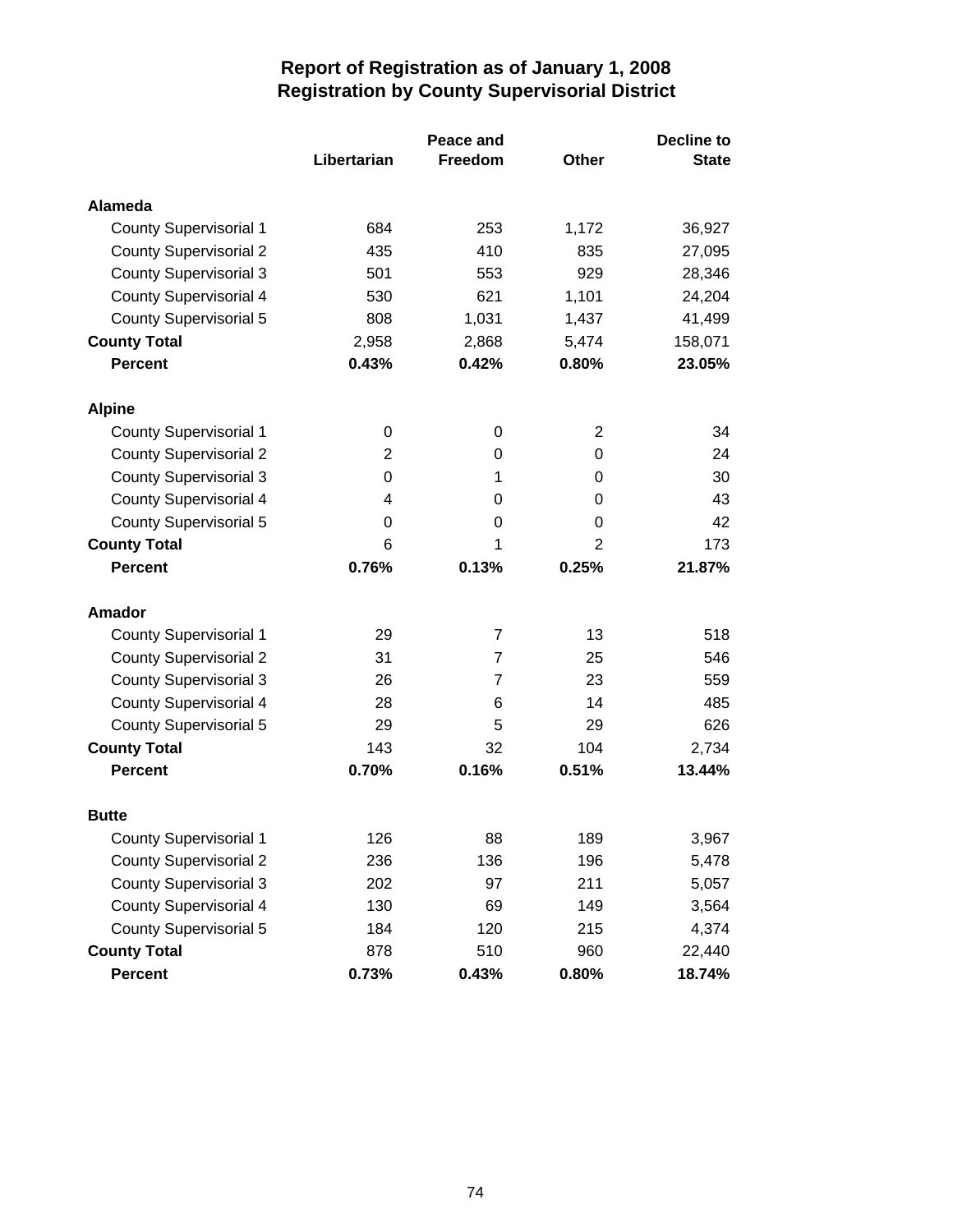# Report of Registration as of January 1, 2008
## Registration by County Supervisorial District

| | Libertarian | Peace and Freedom | Other | Decline to State |
|---|---|---|---|---|
| **Alameda** | | | | |
| County Supervisorial 1 | 684 | 253 | 1,172 | 36,927 |
| County Supervisorial 2 | 435 | 410 | 835 | 27,095 |
| County Supervisorial 3 | 501 | 553 | 929 | 28,346 |
| County Supervisorial 4 | 530 | 621 | 1,101 | 24,204 |
| County Supervisorial 5 | 808 | 1,031 | 1,437 | 41,499 |
| **County Total** | 2,958 | 2,868 | 5,474 | 158,071 |
| **Percent** | **0.43%** | **0.42%** | **0.80%** | **23.05%** |
| **Alpine** | | | | |
| County Supervisorial 1 | 0 | 0 | 2 | 34 |
| County Supervisorial 2 | 2 | 0 | 0 | 24 |
| County Supervisorial 3 | 0 | 1 | 0 | 30 |
| County Supervisorial 4 | 4 | 0 | 0 | 43 |
| County Supervisorial 5 | 0 | 0 | 0 | 42 |
| **County Total** | 6 | 1 | 2 | 173 |
| **Percent** | **0.76%** | **0.13%** | **0.25%** | **21.87%** |
| **Amador** | | | | |
| County Supervisorial 1 | 29 | 7 | 13 | 518 |
| County Supervisorial 2 | 31 | 7 | 25 | 546 |
| County Supervisorial 3 | 26 | 7 | 23 | 559 |
| County Supervisorial 4 | 28 | 6 | 14 | 485 |
| County Supervisorial 5 | 29 | 5 | 29 | 626 |
| **County Total** | 143 | 32 | 104 | 2,734 |
| **Percent** | **0.70%** | **0.16%** | **0.51%** | **13.44%** |
| **Butte** | | | | |
| County Supervisorial 1 | 126 | 88 | 189 | 3,967 |
| County Supervisorial 2 | 236 | 136 | 196 | 5,478 |
| County Supervisorial 3 | 202 | 97 | 211 | 5,057 |
| County Supervisorial 4 | 130 | 69 | 149 | 3,564 |
| County Supervisorial 5 | 184 | 120 | 215 | 4,374 |
| **County Total** | 878 | 510 | 960 | 22,440 |
| **Percent** | **0.73%** | **0.43%** | **0.80%** | **18.74%** |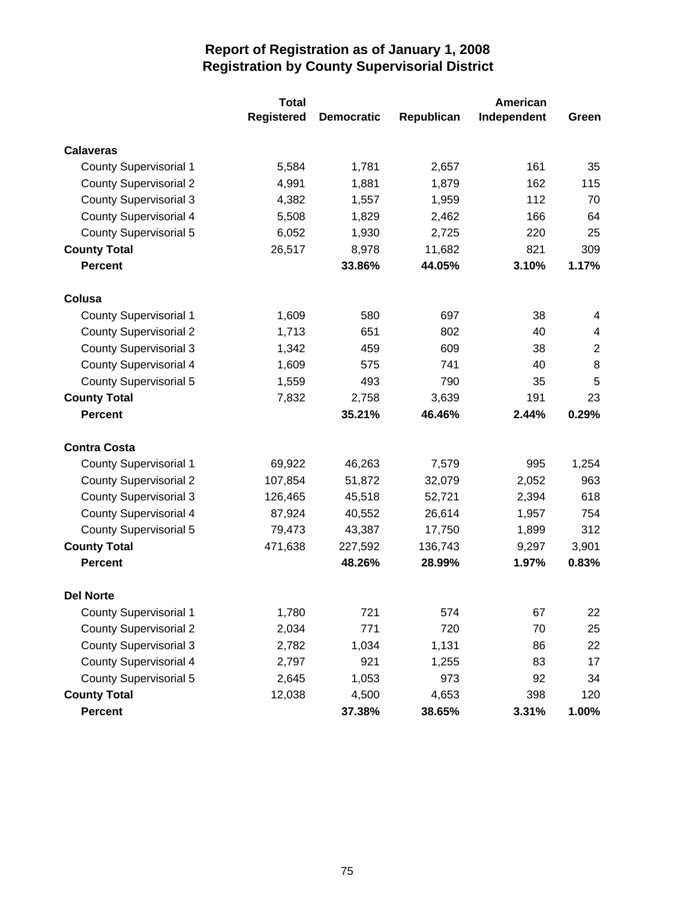# Report of Registration as of January 1, 2008
## Registration by County Supervisorial District

| | Total Registered | Democratic | Republican | American Independent | Green |
|---|---|---|---|---|---|
| **Calaveras** | | | | | |
| County Supervisorial 1 | 5,584 | 1,781 | 2,657 | 161 | 35 |
| County Supervisorial 2 | 4,991 | 1,881 | 1,879 | 162 | 115 |
| County Supervisorial 3 | 4,382 | 1,557 | 1,959 | 112 | 70 |
| County Supervisorial 4 | 5,508 | 1,829 | 2,462 | 166 | 64 |
| County Supervisorial 5 | 6,052 | 1,930 | 2,725 | 220 | 25 |
| **County Total** | 26,517 | 8,978 | 11,682 | 821 | 309 |
| **Percent** | | **33.86%** | **44.05%** | **3.10%** | **1.17%** |
| **Colusa** | | | | | |
| County Supervisorial 1 | 1,609 | 580 | 697 | 38 | 4 |
| County Supervisorial 2 | 1,713 | 651 | 802 | 40 | 4 |
| County Supervisorial 3 | 1,342 | 459 | 609 | 38 | 2 |
| County Supervisorial 4 | 1,609 | 575 | 741 | 40 | 8 |
| County Supervisorial 5 | 1,559 | 493 | 790 | 35 | 5 |
| **County Total** | 7,832 | 2,758 | 3,639 | 191 | 23 |
| **Percent** | | **35.21%** | **46.46%** | **2.44%** | **0.29%** |
| **Contra Costa** | | | | | |
| County Supervisorial 1 | 69,922 | 46,263 | 7,579 | 995 | 1,254 |
| County Supervisorial 2 | 107,854 | 51,872 | 32,079 | 2,052 | 963 |
| County Supervisorial 3 | 126,465 | 45,518 | 52,721 | 2,394 | 618 |
| County Supervisorial 4 | 87,924 | 40,552 | 26,614 | 1,957 | 754 |
| County Supervisorial 5 | 79,473 | 43,387 | 17,750 | 1,899 | 312 |
| **County Total** | 471,638 | 227,592 | 136,743 | 9,297 | 3,901 |
| **Percent** | | **48.26%** | **28.99%** | **1.97%** | **0.83%** |
| **Del Norte** | | | | | |
| County Supervisorial 1 | 1,780 | 721 | 574 | 67 | 22 |
| County Supervisorial 2 | 2,034 | 771 | 720 | 70 | 25 |
| County Supervisorial 3 | 2,782 | 1,034 | 1,131 | 86 | 22 |
| County Supervisorial 4 | 2,797 | 921 | 1,255 | 83 | 17 |
| County Supervisorial 5 | 2,645 | 1,053 | 973 | 92 | 34 |
| **County Total** | 12,038 | 4,500 | 4,653 | 398 | 120 |
| **Percent** | | **37.38%** | **38.65%** | **3.31%** | **1.00%** |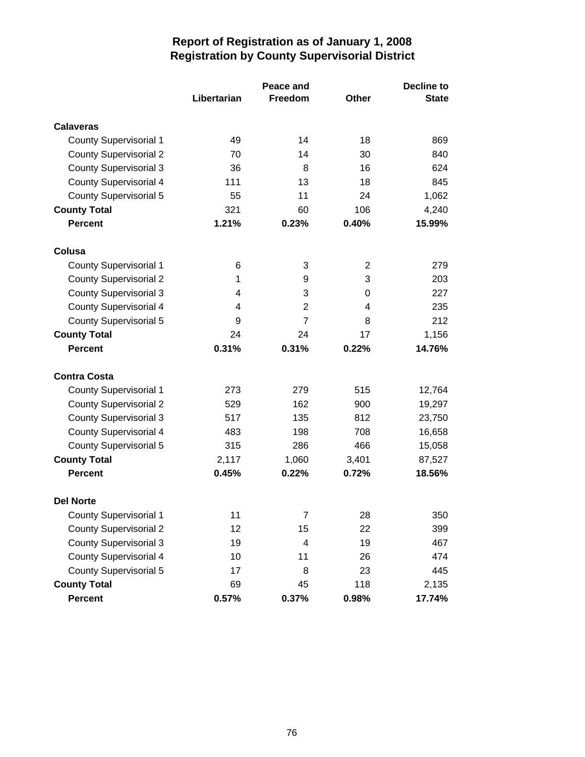# Report of Registration as of January 1, 2008
## Registration by County Supervisorial District

| | Libertarian | Peace and Freedom | Other | Decline to State |
|---|---|---|---|---|
| **Calaveras** | | | | |
| County Supervisorial 1 | 49 | 14 | 18 | 869 |
| County Supervisorial 2 | 70 | 14 | 30 | 840 |
| County Supervisorial 3 | 36 | 8 | 16 | 624 |
| County Supervisorial 4 | 111 | 13 | 18 | 845 |
| County Supervisorial 5 | 55 | 11 | 24 | 1,062 |
| **County Total** | 321 | 60 | 106 | 4,240 |
| **Percent** | **1.21%** | **0.23%** | **0.40%** | **15.99%** |
| **Colusa** | | | | |
| County Supervisorial 1 | 6 | 3 | 2 | 279 |
| County Supervisorial 2 | 1 | 9 | 3 | 203 |
| County Supervisorial 3 | 4 | 3 | 0 | 227 |
| County Supervisorial 4 | 4 | 2 | 4 | 235 |
| County Supervisorial 5 | 9 | 7 | 8 | 212 |
| **County Total** | 24 | 24 | 17 | 1,156 |
| **Percent** | **0.31%** | **0.31%** | **0.22%** | **14.76%** |
| **Contra Costa** | | | | |
| County Supervisorial 1 | 273 | 279 | 515 | 12,764 |
| County Supervisorial 2 | 529 | 162 | 900 | 19,297 |
| County Supervisorial 3 | 517 | 135 | 812 | 23,750 |
| County Supervisorial 4 | 483 | 198 | 708 | 16,658 |
| County Supervisorial 5 | 315 | 286 | 466 | 15,058 |
| **County Total** | 2,117 | 1,060 | 3,401 | 87,527 |
| **Percent** | **0.45%** | **0.22%** | **0.72%** | **18.56%** |
| **Del Norte** | | | | |
| County Supervisorial 1 | 11 | 7 | 28 | 350 |
| County Supervisorial 2 | 12 | 15 | 22 | 399 |
| County Supervisorial 3 | 19 | 4 | 19 | 467 |
| County Supervisorial 4 | 10 | 11 | 26 | 474 |
| County Supervisorial 5 | 17 | 8 | 23 | 445 |
| **County Total** | 69 | 45 | 118 | 2,135 |
| **Percent** | **0.57%** | **0.37%** | **0.98%** | **17.74%** |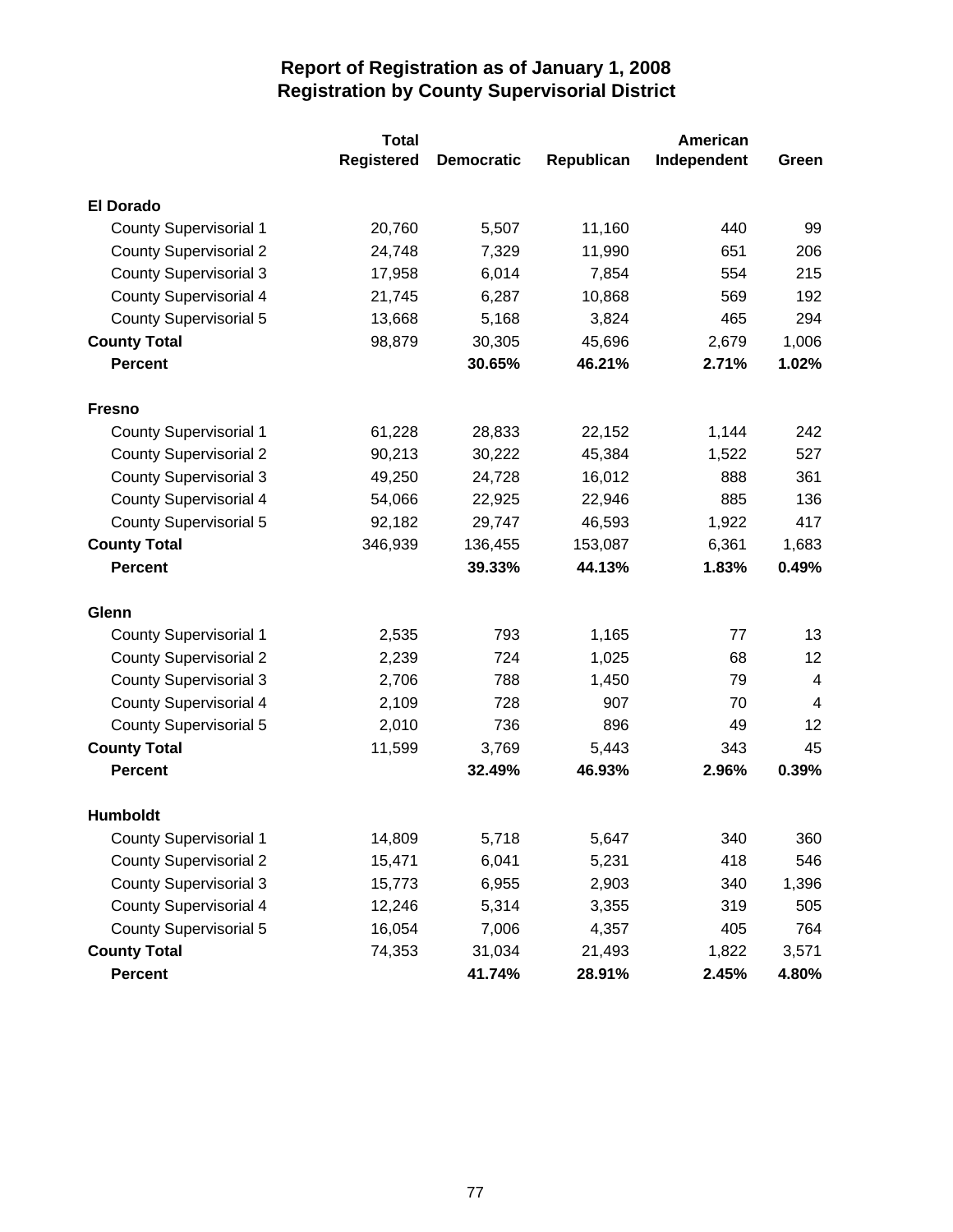# Report of Registration as of January 1, 2008
## Registration by County Supervisorial District

| | Total Registered | Democratic | Republican | American Independent | Green |
|---|---|---|---|---|---|
| **El Dorado** | | | | | |
| County Supervisorial 1 | 20,760 | 5,507 | 11,160 | 440 | 99 |
| County Supervisorial 2 | 24,748 | 7,329 | 11,990 | 651 | 206 |
| County Supervisorial 3 | 17,958 | 6,014 | 7,854 | 554 | 215 |
| County Supervisorial 4 | 21,745 | 6,287 | 10,868 | 569 | 192 |
| County Supervisorial 5 | 13,668 | 5,168 | 3,824 | 465 | 294 |
| **County Total** | 98,879 | 30,305 | 45,696 | 2,679 | 1,006 |
| **Percent** | | **30.65%** | **46.21%** | **2.71%** | **1.02%** |
| **Fresno** | | | | | |
| County Supervisorial 1 | 61,228 | 28,833 | 22,152 | 1,144 | 242 |
| County Supervisorial 2 | 90,213 | 30,222 | 45,384 | 1,522 | 527 |
| County Supervisorial 3 | 49,250 | 24,728 | 16,012 | 888 | 361 |
| County Supervisorial 4 | 54,066 | 22,925 | 22,946 | 885 | 136 |
| County Supervisorial 5 | 92,182 | 29,747 | 46,593 | 1,922 | 417 |
| **County Total** | 346,939 | 136,455 | 153,087 | 6,361 | 1,683 |
| **Percent** | | **39.33%** | **44.13%** | **1.83%** | **0.49%** |
| **Glenn** | | | | | |
| County Supervisorial 1 | 2,535 | 793 | 1,165 | 77 | 13 |
| County Supervisorial 2 | 2,239 | 724 | 1,025 | 68 | 12 |
| County Supervisorial 3 | 2,706 | 788 | 1,450 | 79 | 4 |
| County Supervisorial 4 | 2,109 | 728 | 907 | 70 | 4 |
| County Supervisorial 5 | 2,010 | 736 | 896 | 49 | 12 |
| **County Total** | 11,599 | 3,769 | 5,443 | 343 | 45 |
| **Percent** | | **32.49%** | **46.93%** | **2.96%** | **0.39%** |
| **Humboldt** | | | | | |
| County Supervisorial 1 | 14,809 | 5,718 | 5,647 | 340 | 360 |
| County Supervisorial 2 | 15,471 | 6,041 | 5,231 | 418 | 546 |
| County Supervisorial 3 | 15,773 | 6,955 | 2,903 | 340 | 1,396 |
| County Supervisorial 4 | 12,246 | 5,314 | 3,355 | 319 | 505 |
| County Supervisorial 5 | 16,054 | 7,006 | 4,357 | 405 | 764 |
| **County Total** | 74,353 | 31,034 | 21,493 | 1,822 | 3,571 |
| **Percent** | | **41.74%** | **28.91%** | **2.45%** | **4.80%** |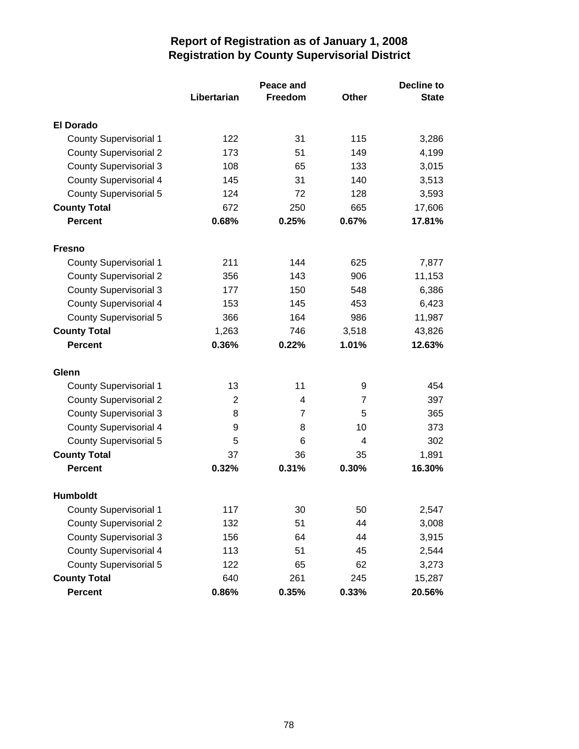# Report of Registration as of January 1, 2008
## Registration by County Supervisorial District

| | Libertarian | Peace and Freedom | Other | Decline to State |
|---|---|---|---|---|
| **El Dorado** | | | | |
| County Supervisorial 1 | 122 | 31 | 115 | 3,286 |
| County Supervisorial 2 | 173 | 51 | 149 | 4,199 |
| County Supervisorial 3 | 108 | 65 | 133 | 3,015 |
| County Supervisorial 4 | 145 | 31 | 140 | 3,513 |
| County Supervisorial 5 | 124 | 72 | 128 | 3,593 |
| **County Total** | 672 | 250 | 665 | 17,606 |
| **Percent** | **0.68%** | **0.25%** | **0.67%** | **17.81%** |
| **Fresno** | | | | |
| County Supervisorial 1 | 211 | 144 | 625 | 7,877 |
| County Supervisorial 2 | 356 | 143 | 906 | 11,153 |
| County Supervisorial 3 | 177 | 150 | 548 | 6,386 |
| County Supervisorial 4 | 153 | 145 | 453 | 6,423 |
| County Supervisorial 5 | 366 | 164 | 986 | 11,987 |
| **County Total** | 1,263 | 746 | 3,518 | 43,826 |
| **Percent** | **0.36%** | **0.22%** | **1.01%** | **12.63%** |
| **Glenn** | | | | |
| County Supervisorial 1 | 13 | 11 | 9 | 454 |
| County Supervisorial 2 | 2 | 4 | 7 | 397 |
| County Supervisorial 3 | 8 | 7 | 5 | 365 |
| County Supervisorial 4 | 9 | 8 | 10 | 373 |
| County Supervisorial 5 | 5 | 6 | 4 | 302 |
| **County Total** | 37 | 36 | 35 | 1,891 |
| **Percent** | **0.32%** | **0.31%** | **0.30%** | **16.30%** |
| **Humboldt** | | | | |
| County Supervisorial 1 | 117 | 30 | 50 | 2,547 |
| County Supervisorial 2 | 132 | 51 | 44 | 3,008 |
| County Supervisorial 3 | 156 | 64 | 44 | 3,915 |
| County Supervisorial 4 | 113 | 51 | 45 | 2,544 |
| County Supervisorial 5 | 122 | 65 | 62 | 3,273 |
| **County Total** | 640 | 261 | 245 | 15,287 |
| **Percent** | **0.86%** | **0.35%** | **0.33%** | **20.56%** |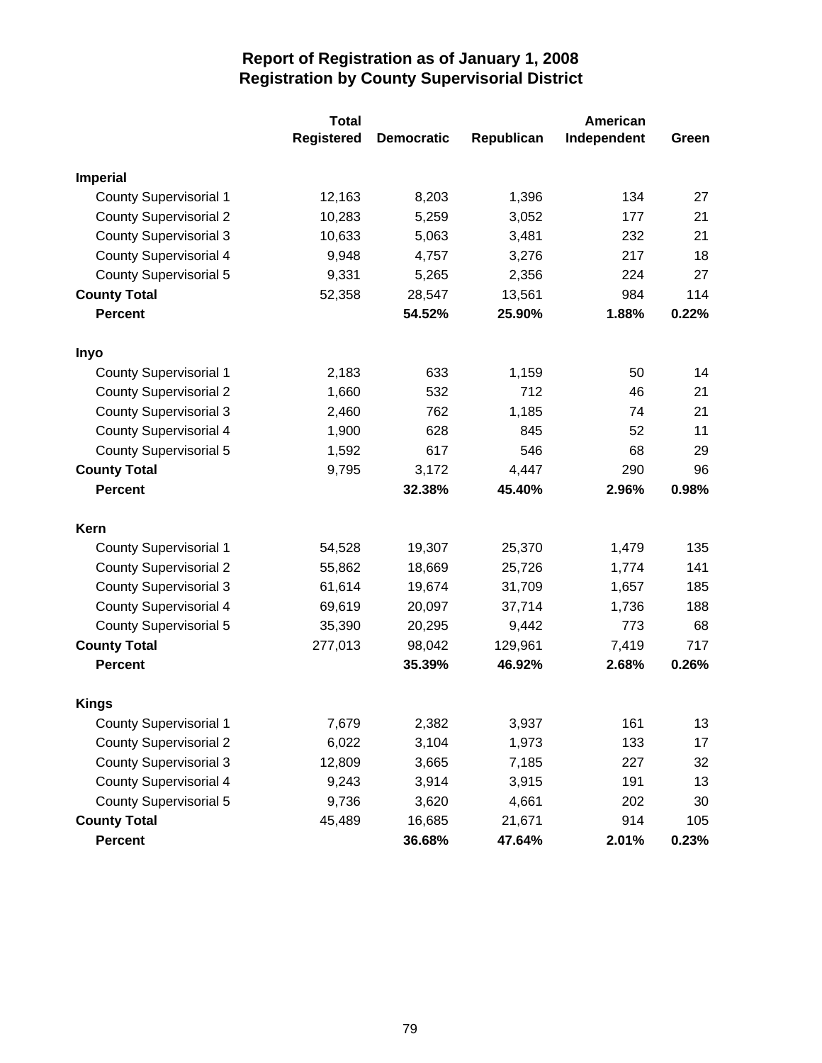# Report of Registration as of January 1, 2008
## Registration by County Supervisorial District

| | Total Registered | Democratic | Republican | American Independent | Green |
|---|---|---|---|---|---|
| **Imperial** | | | | | |
| County Supervisorial 1 | 12,163 | 8,203 | 1,396 | 134 | 27 |
| County Supervisorial 2 | 10,283 | 5,259 | 3,052 | 177 | 21 |
| County Supervisorial 3 | 10,633 | 5,063 | 3,481 | 232 | 21 |
| County Supervisorial 4 | 9,948 | 4,757 | 3,276 | 217 | 18 |
| County Supervisorial 5 | 9,331 | 5,265 | 2,356 | 224 | 27 |
| **County Total** | 52,358 | 28,547 | 13,561 | 984 | 114 |
| **Percent** | | **54.52%** | **25.90%** | **1.88%** | **0.22%** |
| **Inyo** | | | | | |
| County Supervisorial 1 | 2,183 | 633 | 1,159 | 50 | 14 |
| County Supervisorial 2 | 1,660 | 532 | 712 | 46 | 21 |
| County Supervisorial 3 | 2,460 | 762 | 1,185 | 74 | 21 |
| County Supervisorial 4 | 1,900 | 628 | 845 | 52 | 11 |
| County Supervisorial 5 | 1,592 | 617 | 546 | 68 | 29 |
| **County Total** | 9,795 | 3,172 | 4,447 | 290 | 96 |
| **Percent** | | **32.38%** | **45.40%** | **2.96%** | **0.98%** |
| **Kern** | | | | | |
| County Supervisorial 1 | 54,528 | 19,307 | 25,370 | 1,479 | 135 |
| County Supervisorial 2 | 55,862 | 18,669 | 25,726 | 1,774 | 141 |
| County Supervisorial 3 | 61,614 | 19,674 | 31,709 | 1,657 | 185 |
| County Supervisorial 4 | 69,619 | 20,097 | 37,714 | 1,736 | 188 |
| County Supervisorial 5 | 35,390 | 20,295 | 9,442 | 773 | 68 |
| **County Total** | 277,013 | 98,042 | 129,961 | 7,419 | 717 |
| **Percent** | | **35.39%** | **46.92%** | **2.68%** | **0.26%** |
| **Kings** | | | | | |
| County Supervisorial 1 | 7,679 | 2,382 | 3,937 | 161 | 13 |
| County Supervisorial 2 | 6,022 | 3,104 | 1,973 | 133 | 17 |
| County Supervisorial 3 | 12,809 | 3,665 | 7,185 | 227 | 32 |
| County Supervisorial 4 | 9,243 | 3,914 | 3,915 | 191 | 13 |
| County Supervisorial 5 | 9,736 | 3,620 | 4,661 | 202 | 30 |
| **County Total** | 45,489 | 16,685 | 21,671 | 914 | 105 |
| **Percent** | | **36.68%** | **47.64%** | **2.01%** | **0.23%** |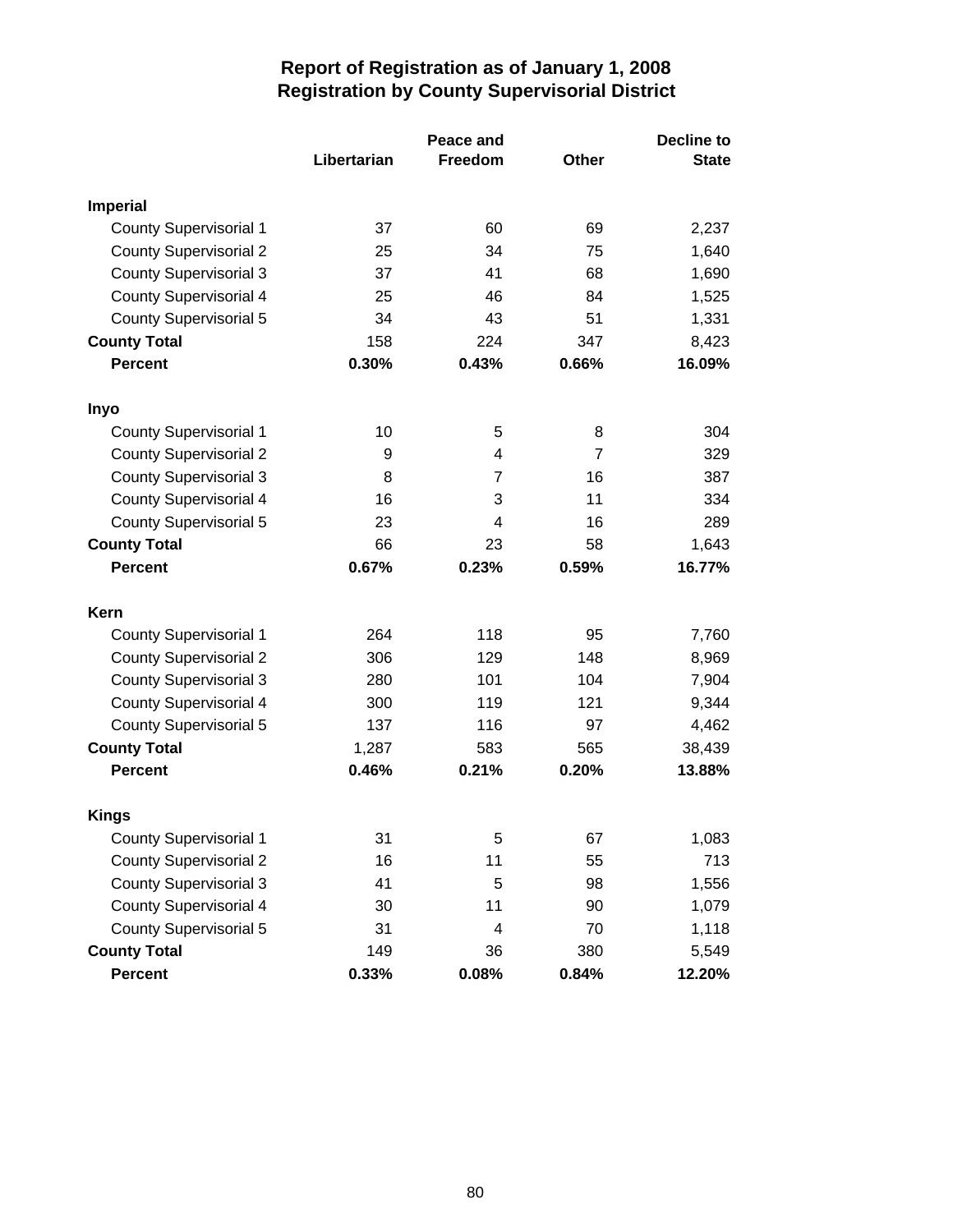# Report of Registration as of January 1, 2008
## Registration by County Supervisorial District

| | Libertarian | Peace and Freedom | Other | Decline to State |
|---|---|---|---|---|
| **Imperial** | | | | |
| County Supervisorial 1 | 37 | 60 | 69 | 2,237 |
| County Supervisorial 2 | 25 | 34 | 75 | 1,640 |
| County Supervisorial 3 | 37 | 41 | 68 | 1,690 |
| County Supervisorial 4 | 25 | 46 | 84 | 1,525 |
| County Supervisorial 5 | 34 | 43 | 51 | 1,331 |
| **County Total** | 158 | 224 | 347 | 8,423 |
| **Percent** | **0.30%** | **0.43%** | **0.66%** | **16.09%** |
| **Inyo** | | | | |
| County Supervisorial 1 | 10 | 5 | 8 | 304 |
| County Supervisorial 2 | 9 | 4 | 7 | 329 |
| County Supervisorial 3 | 8 | 7 | 16 | 387 |
| County Supervisorial 4 | 16 | 3 | 11 | 334 |
| County Supervisorial 5 | 23 | 4 | 16 | 289 |
| **County Total** | 66 | 23 | 58 | 1,643 |
| **Percent** | **0.67%** | **0.23%** | **0.59%** | **16.77%** |
| **Kern** | | | | |
| County Supervisorial 1 | 264 | 118 | 95 | 7,760 |
| County Supervisorial 2 | 306 | 129 | 148 | 8,969 |
| County Supervisorial 3 | 280 | 101 | 104 | 7,904 |
| County Supervisorial 4 | 300 | 119 | 121 | 9,344 |
| County Supervisorial 5 | 137 | 116 | 97 | 4,462 |
| **County Total** | 1,287 | 583 | 565 | 38,439 |
| **Percent** | **0.46%** | **0.21%** | **0.20%** | **13.88%** |
| **Kings** | | | | |
| County Supervisorial 1 | 31 | 5 | 67 | 1,083 |
| County Supervisorial 2 | 16 | 11 | 55 | 713 |
| County Supervisorial 3 | 41 | 5 | 98 | 1,556 |
| County Supervisorial 4 | 30 | 11 | 90 | 1,079 |
| County Supervisorial 5 | 31 | 4 | 70 | 1,118 |
| **County Total** | 149 | 36 | 380 | 5,549 |
| **Percent** | **0.33%** | **0.08%** | **0.84%** | **12.20%** |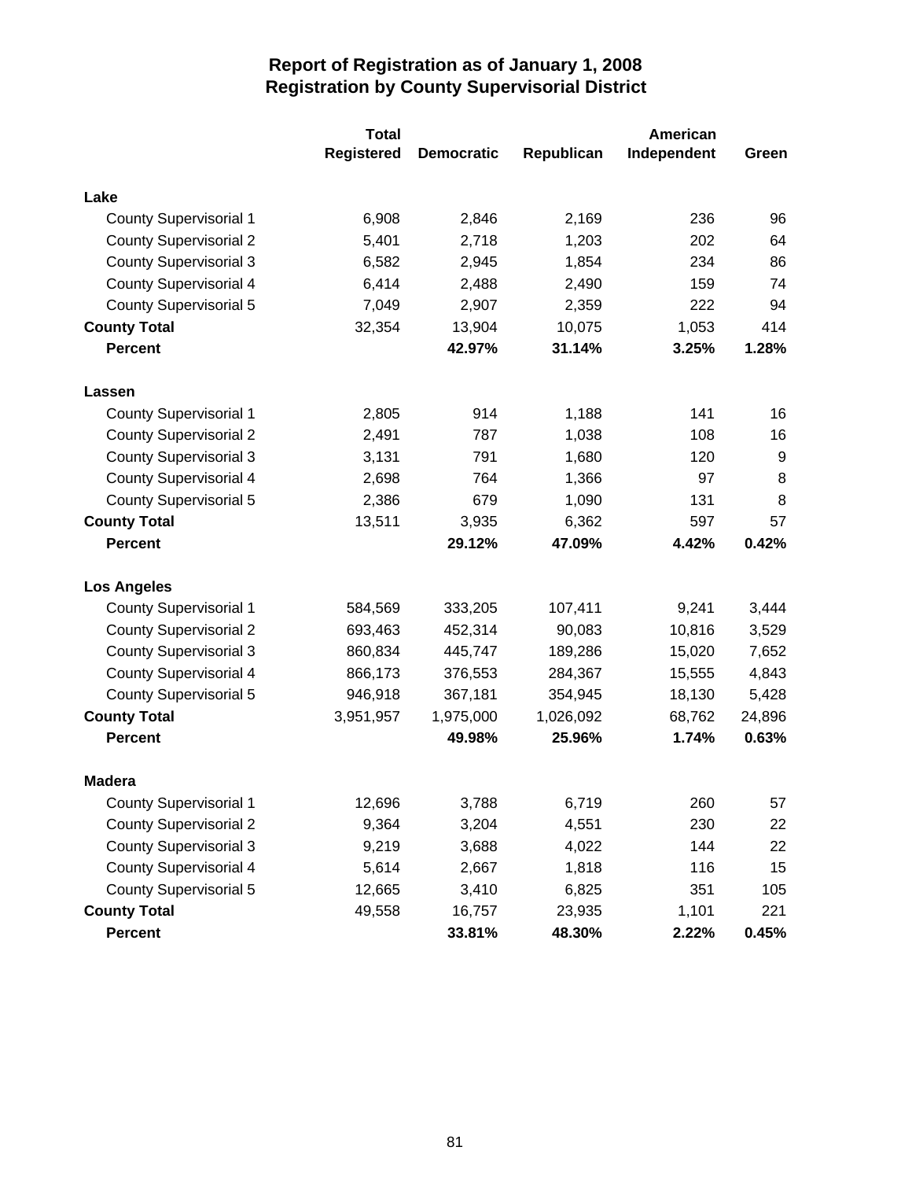# Report of Registration as of January 1, 2008
## Registration by County Supervisorial District

| | Total Registered | Democratic | Republican | American Independent | Green |
|---|---|---|---|---|---|
| **Lake** | | | | | |
| County Supervisorial 1 | 6,908 | 2,846 | 2,169 | 236 | 96 |
| County Supervisorial 2 | 5,401 | 2,718 | 1,203 | 202 | 64 |
| County Supervisorial 3 | 6,582 | 2,945 | 1,854 | 234 | 86 |
| County Supervisorial 4 | 6,414 | 2,488 | 2,490 | 159 | 74 |
| County Supervisorial 5 | 7,049 | 2,907 | 2,359 | 222 | 94 |
| **County Total** | 32,354 | 13,904 | 10,075 | 1,053 | 414 |
| **Percent** | | **42.97%** | **31.14%** | **3.25%** | **1.28%** |
| **Lassen** | | | | | |
| County Supervisorial 1 | 2,805 | 914 | 1,188 | 141 | 16 |
| County Supervisorial 2 | 2,491 | 787 | 1,038 | 108 | 16 |
| County Supervisorial 3 | 3,131 | 791 | 1,680 | 120 | 9 |
| County Supervisorial 4 | 2,698 | 764 | 1,366 | 97 | 8 |
| County Supervisorial 5 | 2,386 | 679 | 1,090 | 131 | 8 |
| **County Total** | 13,511 | 3,935 | 6,362 | 597 | 57 |
| **Percent** | | **29.12%** | **47.09%** | **4.42%** | **0.42%** |
| **Los Angeles** | | | | | |
| County Supervisorial 1 | 584,569 | 333,205 | 107,411 | 9,241 | 3,444 |
| County Supervisorial 2 | 693,463 | 452,314 | 90,083 | 10,816 | 3,529 |
| County Supervisorial 3 | 860,834 | 445,747 | 189,286 | 15,020 | 7,652 |
| County Supervisorial 4 | 866,173 | 376,553 | 284,367 | 15,555 | 4,843 |
| County Supervisorial 5 | 946,918 | 367,181 | 354,945 | 18,130 | 5,428 |
| **County Total** | 3,951,957 | 1,975,000 | 1,026,092 | 68,762 | 24,896 |
| **Percent** | | **49.98%** | **25.96%** | **1.74%** | **0.63%** |
| **Madera** | | | | | |
| County Supervisorial 1 | 12,696 | 3,788 | 6,719 | 260 | 57 |
| County Supervisorial 2 | 9,364 | 3,204 | 4,551 | 230 | 22 |
| County Supervisorial 3 | 9,219 | 3,688 | 4,022 | 144 | 22 |
| County Supervisorial 4 | 5,614 | 2,667 | 1,818 | 116 | 15 |
| County Supervisorial 5 | 12,665 | 3,410 | 6,825 | 351 | 105 |
| **County Total** | 49,558 | 16,757 | 23,935 | 1,101 | 221 |
| **Percent** | | **33.81%** | **48.30%** | **2.22%** | **0.45%** |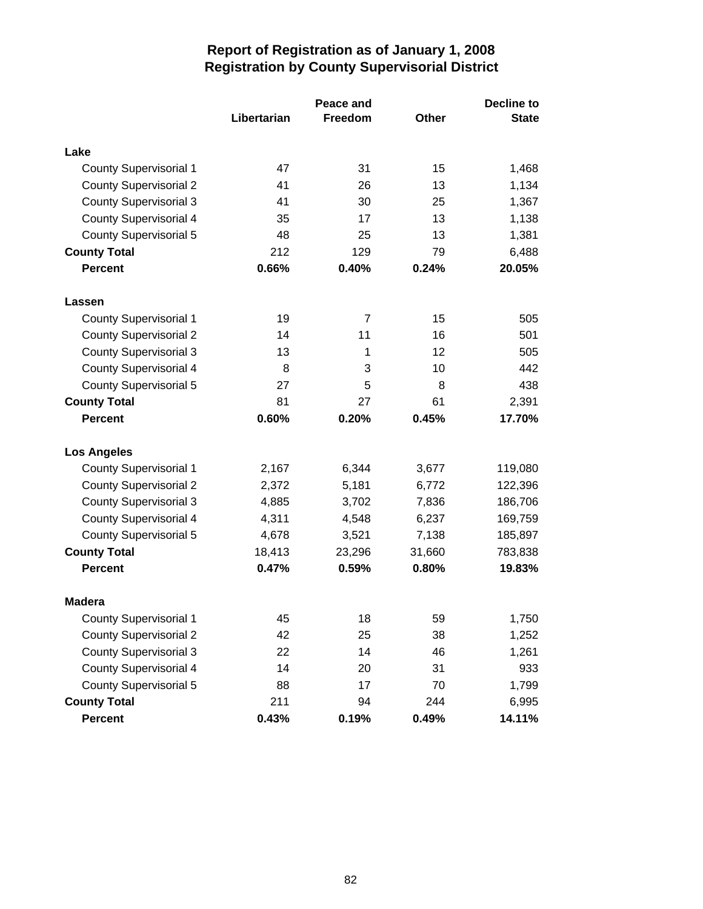# Report of Registration as of January 1, 2008
## Registration by County Supervisorial District

| | Libertarian | Peace and Freedom | Other | Decline to State |
|---|---|---|---|---|
| **Lake** | | | | |
| County Supervisorial 1 | 47 | 31 | 15 | 1,468 |
| County Supervisorial 2 | 41 | 26 | 13 | 1,134 |
| County Supervisorial 3 | 41 | 30 | 25 | 1,367 |
| County Supervisorial 4 | 35 | 17 | 13 | 1,138 |
| County Supervisorial 5 | 48 | 25 | 13 | 1,381 |
| **County Total** | 212 | 129 | 79 | 6,488 |
| **Percent** | **0.66%** | **0.40%** | **0.24%** | **20.05%** |
| **Lassen** | | | | |
| County Supervisorial 1 | 19 | 7 | 15 | 505 |
| County Supervisorial 2 | 14 | 11 | 16 | 501 |
| County Supervisorial 3 | 13 | 1 | 12 | 505 |
| County Supervisorial 4 | 8 | 3 | 10 | 442 |
| County Supervisorial 5 | 27 | 5 | 8 | 438 |
| **County Total** | 81 | 27 | 61 | 2,391 |
| **Percent** | **0.60%** | **0.20%** | **0.45%** | **17.70%** |
| **Los Angeles** | | | | |
| County Supervisorial 1 | 2,167 | 6,344 | 3,677 | 119,080 |
| County Supervisorial 2 | 2,372 | 5,181 | 6,772 | 122,396 |
| County Supervisorial 3 | 4,885 | 3,702 | 7,836 | 186,706 |
| County Supervisorial 4 | 4,311 | 4,548 | 6,237 | 169,759 |
| County Supervisorial 5 | 4,678 | 3,521 | 7,138 | 185,897 |
| **County Total** | 18,413 | 23,296 | 31,660 | 783,838 |
| **Percent** | **0.47%** | **0.59%** | **0.80%** | **19.83%** |
| **Madera** | | | | |
| County Supervisorial 1 | 45 | 18 | 59 | 1,750 |
| County Supervisorial 2 | 42 | 25 | 38 | 1,252 |
| County Supervisorial 3 | 22 | 14 | 46 | 1,261 |
| County Supervisorial 4 | 14 | 20 | 31 | 933 |
| County Supervisorial 5 | 88 | 17 | 70 | 1,799 |
| **County Total** | 211 | 94 | 244 | 6,995 |
| **Percent** | **0.43%** | **0.19%** | **0.49%** | **14.11%** |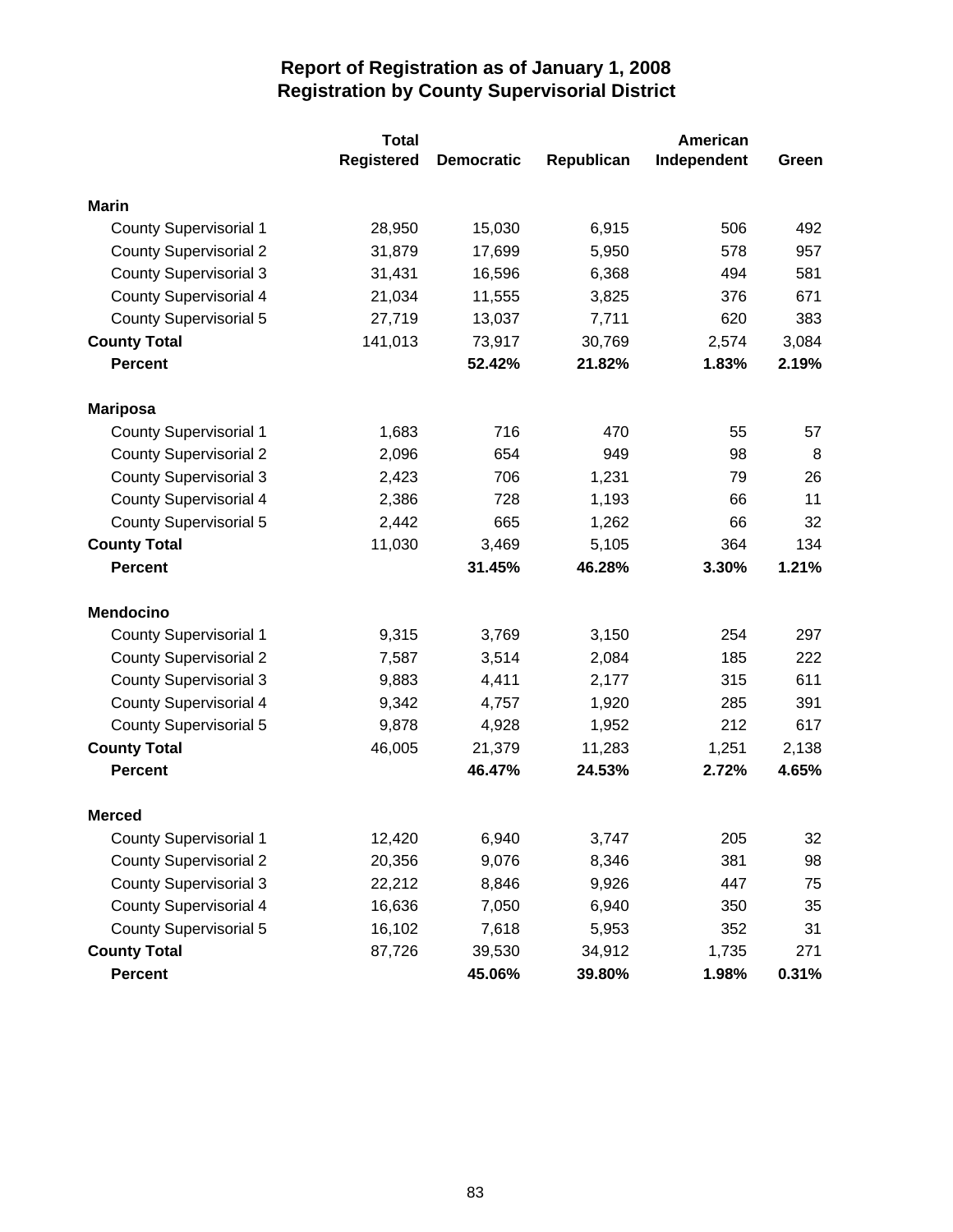# Report of Registration as of January 1, 2008
## Registration by County Supervisorial District

| | Total Registered | Democratic | Republican | American Independent | Green |
|---|---|---|---|---|---|
| **Marin** | | | | | |
| County Supervisorial 1 | 28,950 | 15,030 | 6,915 | 506 | 492 |
| County Supervisorial 2 | 31,879 | 17,699 | 5,950 | 578 | 957 |
| County Supervisorial 3 | 31,431 | 16,596 | 6,368 | 494 | 581 |
| County Supervisorial 4 | 21,034 | 11,555 | 3,825 | 376 | 671 |
| County Supervisorial 5 | 27,719 | 13,037 | 7,711 | 620 | 383 |
| **County Total** | 141,013 | 73,917 | 30,769 | 2,574 | 3,084 |
| **Percent** | | **52.42%** | **21.82%** | **1.83%** | **2.19%** |
| **Mariposa** | | | | | |
| County Supervisorial 1 | 1,683 | 716 | 470 | 55 | 57 |
| County Supervisorial 2 | 2,096 | 654 | 949 | 98 | 8 |
| County Supervisorial 3 | 2,423 | 706 | 1,231 | 79 | 26 |
| County Supervisorial 4 | 2,386 | 728 | 1,193 | 66 | 11 |
| County Supervisorial 5 | 2,442 | 665 | 1,262 | 66 | 32 |
| **County Total** | 11,030 | 3,469 | 5,105 | 364 | 134 |
| **Percent** | | **31.45%** | **46.28%** | **3.30%** | **1.21%** |
| **Mendocino** | | | | | |
| County Supervisorial 1 | 9,315 | 3,769 | 3,150 | 254 | 297 |
| County Supervisorial 2 | 7,587 | 3,514 | 2,084 | 185 | 222 |
| County Supervisorial 3 | 9,883 | 4,411 | 2,177 | 315 | 611 |
| County Supervisorial 4 | 9,342 | 4,757 | 1,920 | 285 | 391 |
| County Supervisorial 5 | 9,878 | 4,928 | 1,952 | 212 | 617 |
| **County Total** | 46,005 | 21,379 | 11,283 | 1,251 | 2,138 |
| **Percent** | | **46.47%** | **24.53%** | **2.72%** | **4.65%** |
| **Merced** | | | | | |
| County Supervisorial 1 | 12,420 | 6,940 | 3,747 | 205 | 32 |
| County Supervisorial 2 | 20,356 | 9,076 | 8,346 | 381 | 98 |
| County Supervisorial 3 | 22,212 | 8,846 | 9,926 | 447 | 75 |
| County Supervisorial 4 | 16,636 | 7,050 | 6,940 | 350 | 35 |
| County Supervisorial 5 | 16,102 | 7,618 | 5,953 | 352 | 31 |
| **County Total** | 87,726 | 39,530 | 34,912 | 1,735 | 271 |
| **Percent** | | **45.06%** | **39.80%** | **1.98%** | **0.31%** |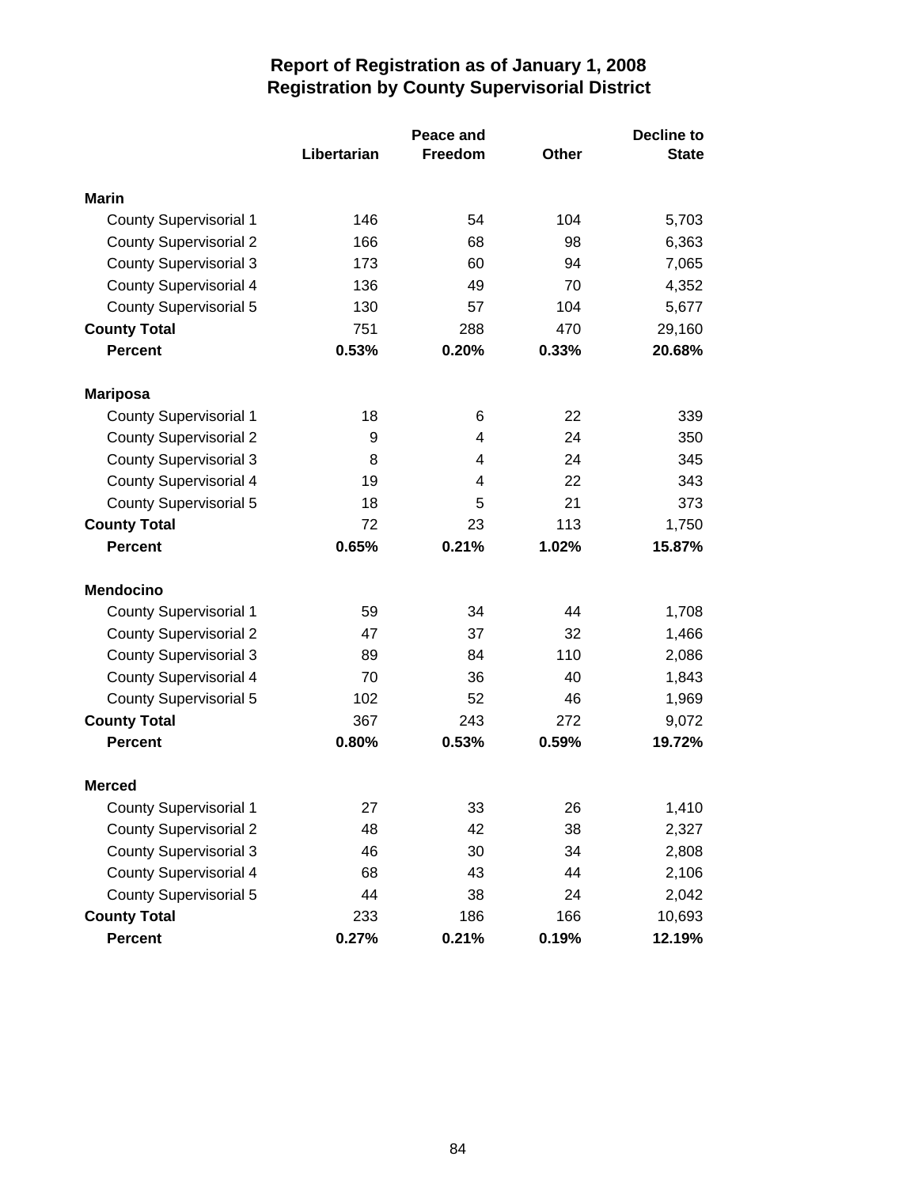# Report of Registration as of January 1, 2008
## Registration by County Supervisorial District

| | Libertarian | Peace and Freedom | Other | Decline to State |
|---|---|---|---|---|
| **Marin** | | | | |
| County Supervisorial 1 | 146 | 54 | 104 | 5,703 |
| County Supervisorial 2 | 166 | 68 | 98 | 6,363 |
| County Supervisorial 3 | 173 | 60 | 94 | 7,065 |
| County Supervisorial 4 | 136 | 49 | 70 | 4,352 |
| County Supervisorial 5 | 130 | 57 | 104 | 5,677 |
| **County Total** | 751 | 288 | 470 | 29,160 |
| **Percent** | **0.53%** | **0.20%** | **0.33%** | **20.68%** |
| **Mariposa** | | | | |
| County Supervisorial 1 | 18 | 6 | 22 | 339 |
| County Supervisorial 2 | 9 | 4 | 24 | 350 |
| County Supervisorial 3 | 8 | 4 | 24 | 345 |
| County Supervisorial 4 | 19 | 4 | 22 | 343 |
| County Supervisorial 5 | 18 | 5 | 21 | 373 |
| **County Total** | 72 | 23 | 113 | 1,750 |
| **Percent** | **0.65%** | **0.21%** | **1.02%** | **15.87%** |
| **Mendocino** | | | | |
| County Supervisorial 1 | 59 | 34 | 44 | 1,708 |
| County Supervisorial 2 | 47 | 37 | 32 | 1,466 |
| County Supervisorial 3 | 89 | 84 | 110 | 2,086 |
| County Supervisorial 4 | 70 | 36 | 40 | 1,843 |
| County Supervisorial 5 | 102 | 52 | 46 | 1,969 |
| **County Total** | 367 | 243 | 272 | 9,072 |
| **Percent** | **0.80%** | **0.53%** | **0.59%** | **19.72%** |
| **Merced** | | | | |
| County Supervisorial 1 | 27 | 33 | 26 | 1,410 |
| County Supervisorial 2 | 48 | 42 | 38 | 2,327 |
| County Supervisorial 3 | 46 | 30 | 34 | 2,808 |
| County Supervisorial 4 | 68 | 43 | 44 | 2,106 |
| County Supervisorial 5 | 44 | 38 | 24 | 2,042 |
| **County Total** | 233 | 186 | 166 | 10,693 |
| **Percent** | **0.27%** | **0.21%** | **0.19%** | **12.19%** |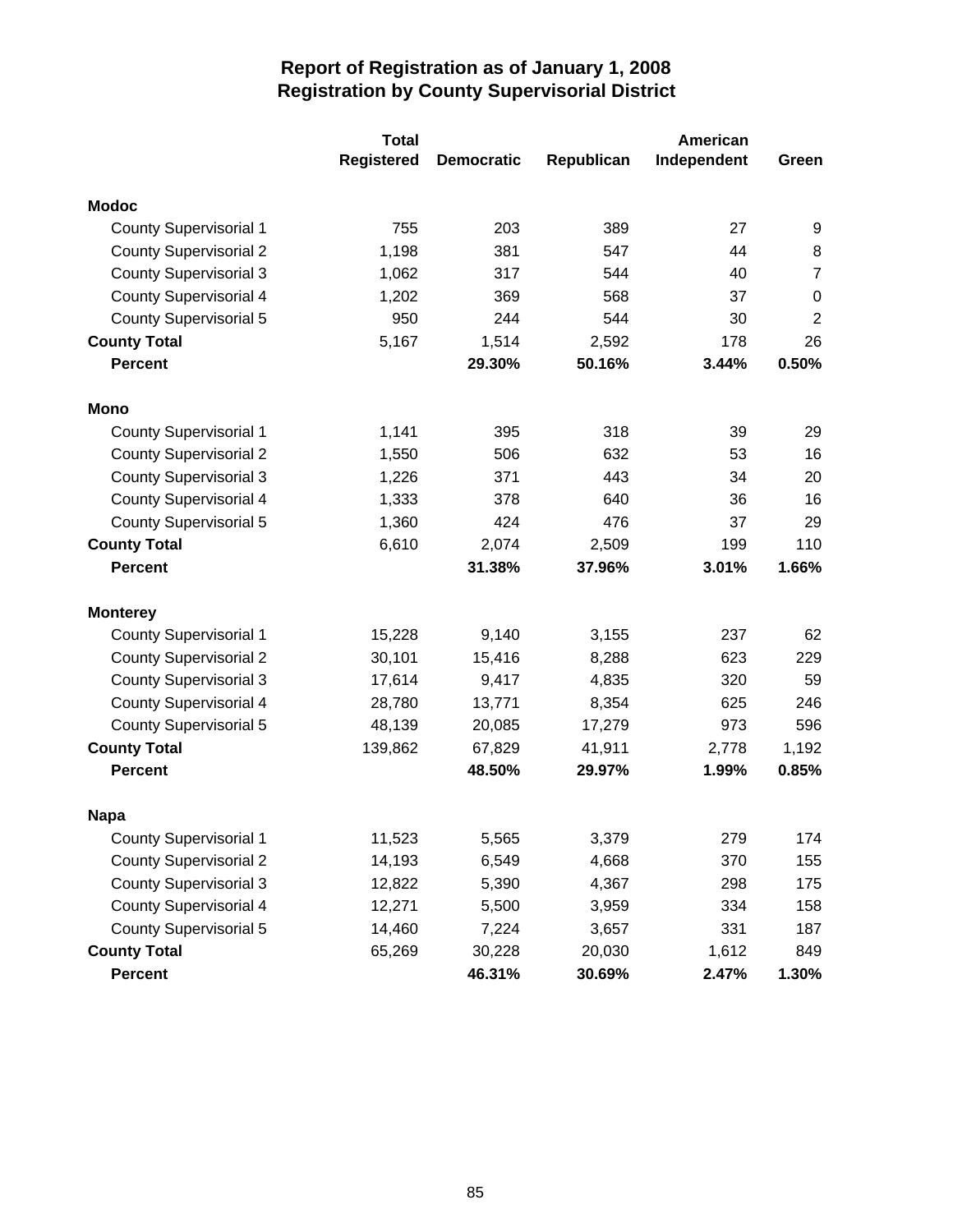# Report of Registration as of January 1, 2008
## Registration by County Supervisorial District

| | Total Registered | Democratic | Republican | American Independent | Green |
|---|---|---|---|---|---|
| **Modoc** | | | | | |
| County Supervisorial 1 | 755 | 203 | 389 | 27 | 9 |
| County Supervisorial 2 | 1,198 | 381 | 547 | 44 | 8 |
| County Supervisorial 3 | 1,062 | 317 | 544 | 40 | 7 |
| County Supervisorial 4 | 1,202 | 369 | 568 | 37 | 0 |
| County Supervisorial 5 | 950 | 244 | 544 | 30 | 2 |
| **County Total** | 5,167 | 1,514 | 2,592 | 178 | 26 |
| **Percent** | | **29.30%** | **50.16%** | **3.44%** | **0.50%** |
| **Mono** | | | | | |
| County Supervisorial 1 | 1,141 | 395 | 318 | 39 | 29 |
| County Supervisorial 2 | 1,550 | 506 | 632 | 53 | 16 |
| County Supervisorial 3 | 1,226 | 371 | 443 | 34 | 20 |
| County Supervisorial 4 | 1,333 | 378 | 640 | 36 | 16 |
| County Supervisorial 5 | 1,360 | 424 | 476 | 37 | 29 |
| **County Total** | 6,610 | 2,074 | 2,509 | 199 | 110 |
| **Percent** | | **31.38%** | **37.96%** | **3.01%** | **1.66%** |
| **Monterey** | | | | | |
| County Supervisorial 1 | 15,228 | 9,140 | 3,155 | 237 | 62 |
| County Supervisorial 2 | 30,101 | 15,416 | 8,288 | 623 | 229 |
| County Supervisorial 3 | 17,614 | 9,417 | 4,835 | 320 | 59 |
| County Supervisorial 4 | 28,780 | 13,771 | 8,354 | 625 | 246 |
| County Supervisorial 5 | 48,139 | 20,085 | 17,279 | 973 | 596 |
| **County Total** | 139,862 | 67,829 | 41,911 | 2,778 | 1,192 |
| **Percent** | | **48.50%** | **29.97%** | **1.99%** | **0.85%** |
| **Napa** | | | | | |
| County Supervisorial 1 | 11,523 | 5,565 | 3,379 | 279 | 174 |
| County Supervisorial 2 | 14,193 | 6,549 | 4,668 | 370 | 155 |
| County Supervisorial 3 | 12,822 | 5,390 | 4,367 | 298 | 175 |
| County Supervisorial 4 | 12,271 | 5,500 | 3,959 | 334 | 158 |
| County Supervisorial 5 | 14,460 | 7,224 | 3,657 | 331 | 187 |
| **County Total** | 65,269 | 30,228 | 20,030 | 1,612 | 849 |
| **Percent** | | **46.31%** | **30.69%** | **2.47%** | **1.30%** |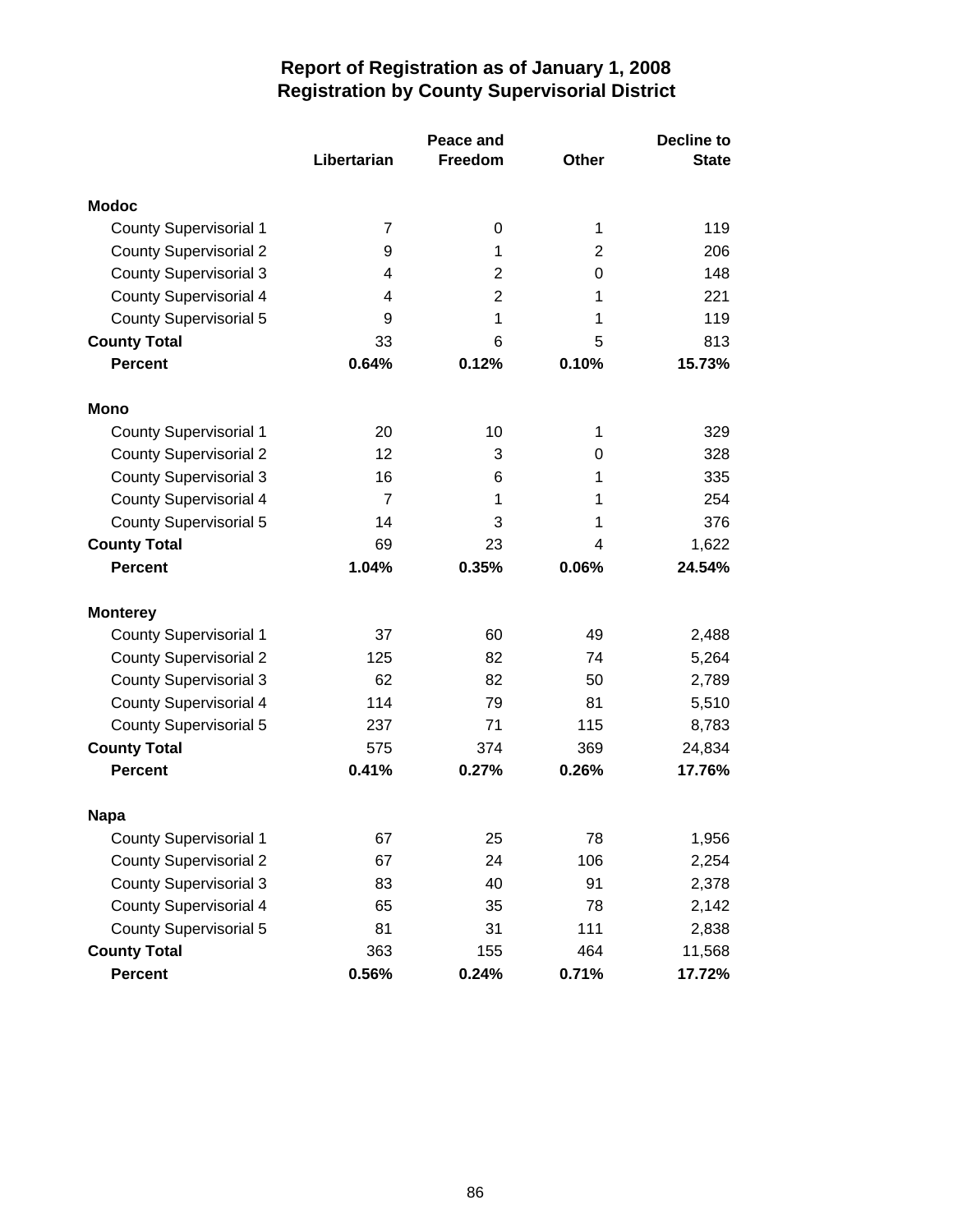# Report of Registration as of January 1, 2008
## Registration by County Supervisorial District

| | Libertarian | Peace and Freedom | Other | Decline to State |
|---|---|---|---|---|
| **Modoc** | | | | |
| County Supervisorial 1 | 7 | 0 | 1 | 119 |
| County Supervisorial 2 | 9 | 1 | 2 | 206 |
| County Supervisorial 3 | 4 | 2 | 0 | 148 |
| County Supervisorial 4 | 4 | 2 | 1 | 221 |
| County Supervisorial 5 | 9 | 1 | 1 | 119 |
| **County Total** | 33 | 6 | 5 | 813 |
| **Percent** | **0.64%** | **0.12%** | **0.10%** | **15.73%** |
| **Mono** | | | | |
| County Supervisorial 1 | 20 | 10 | 1 | 329 |
| County Supervisorial 2 | 12 | 3 | 0 | 328 |
| County Supervisorial 3 | 16 | 6 | 1 | 335 |
| County Supervisorial 4 | 7 | 1 | 1 | 254 |
| County Supervisorial 5 | 14 | 3 | 1 | 376 |
| **County Total** | 69 | 23 | 4 | 1,622 |
| **Percent** | **1.04%** | **0.35%** | **0.06%** | **24.54%** |
| **Monterey** | | | | |
| County Supervisorial 1 | 37 | 60 | 49 | 2,488 |
| County Supervisorial 2 | 125 | 82 | 74 | 5,264 |
| County Supervisorial 3 | 62 | 82 | 50 | 2,789 |
| County Supervisorial 4 | 114 | 79 | 81 | 5,510 |
| County Supervisorial 5 | 237 | 71 | 115 | 8,783 |
| **County Total** | 575 | 374 | 369 | 24,834 |
| **Percent** | **0.41%** | **0.27%** | **0.26%** | **17.76%** |
| **Napa** | | | | |
| County Supervisorial 1 | 67 | 25 | 78 | 1,956 |
| County Supervisorial 2 | 67 | 24 | 106 | 2,254 |
| County Supervisorial 3 | 83 | 40 | 91 | 2,378 |
| County Supervisorial 4 | 65 | 35 | 78 | 2,142 |
| County Supervisorial 5 | 81 | 31 | 111 | 2,838 |
| **County Total** | 363 | 155 | 464 | 11,568 |
| **Percent** | **0.56%** | **0.24%** | **0.71%** | **17.72%** |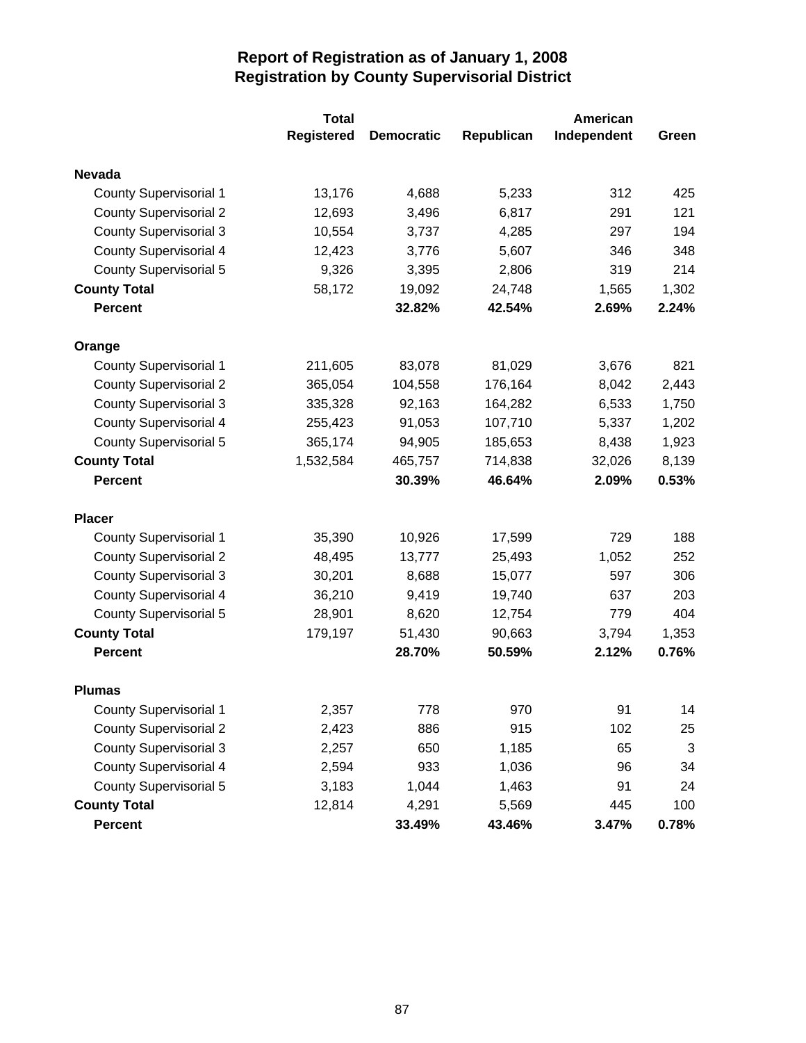# Report of Registration as of January 1, 2008
## Registration by County Supervisorial District

| | Total Registered | Democratic | Republican | American Independent | Green |
|---|---|---|---|---|---|
| **Nevada** | | | | | |
| County Supervisorial 1 | 13,176 | 4,688 | 5,233 | 312 | 425 |
| County Supervisorial 2 | 12,693 | 3,496 | 6,817 | 291 | 121 |
| County Supervisorial 3 | 10,554 | 3,737 | 4,285 | 297 | 194 |
| County Supervisorial 4 | 12,423 | 3,776 | 5,607 | 346 | 348 |
| County Supervisorial 5 | 9,326 | 3,395 | 2,806 | 319 | 214 |
| **County Total** | 58,172 | 19,092 | 24,748 | 1,565 | 1,302 |
| **Percent** | | **32.82%** | **42.54%** | **2.69%** | **2.24%** |
| **Orange** | | | | | |
| County Supervisorial 1 | 211,605 | 83,078 | 81,029 | 3,676 | 821 |
| County Supervisorial 2 | 365,054 | 104,558 | 176,164 | 8,042 | 2,443 |
| County Supervisorial 3 | 335,328 | 92,163 | 164,282 | 6,533 | 1,750 |
| County Supervisorial 4 | 255,423 | 91,053 | 107,710 | 5,337 | 1,202 |
| County Supervisorial 5 | 365,174 | 94,905 | 185,653 | 8,438 | 1,923 |
| **County Total** | 1,532,584 | 465,757 | 714,838 | 32,026 | 8,139 |
| **Percent** | | **30.39%** | **46.64%** | **2.09%** | **0.53%** |
| **Placer** | | | | | |
| County Supervisorial 1 | 35,390 | 10,926 | 17,599 | 729 | 188 |
| County Supervisorial 2 | 48,495 | 13,777 | 25,493 | 1,052 | 252 |
| County Supervisorial 3 | 30,201 | 8,688 | 15,077 | 597 | 306 |
| County Supervisorial 4 | 36,210 | 9,419 | 19,740 | 637 | 203 |
| County Supervisorial 5 | 28,901 | 8,620 | 12,754 | 779 | 404 |
| **County Total** | 179,197 | 51,430 | 90,663 | 3,794 | 1,353 |
| **Percent** | | **28.70%** | **50.59%** | **2.12%** | **0.76%** |
| **Plumas** | | | | | |
| County Supervisorial 1 | 2,357 | 778 | 970 | 91 | 14 |
| County Supervisorial 2 | 2,423 | 886 | 915 | 102 | 25 |
| County Supervisorial 3 | 2,257 | 650 | 1,185 | 65 | 3 |
| County Supervisorial 4 | 2,594 | 933 | 1,036 | 96 | 34 |
| County Supervisorial 5 | 3,183 | 1,044 | 1,463 | 91 | 24 |
| **County Total** | 12,814 | 4,291 | 5,569 | 445 | 100 |
| **Percent** | | **33.49%** | **43.46%** | **3.47%** | **0.78%** |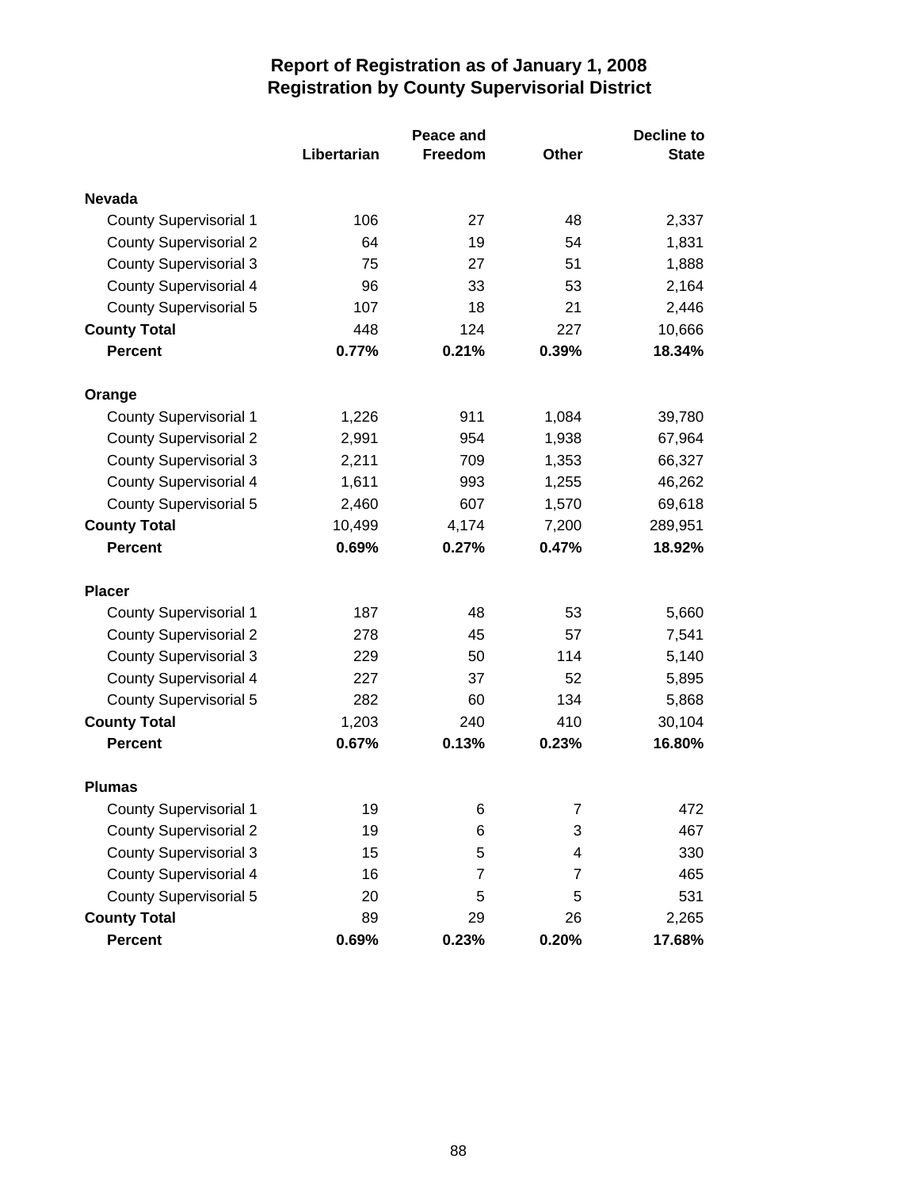# Report of Registration as of January 1, 2008
## Registration by County Supervisorial District

| | Libertarian | Peace and Freedom | Other | Decline to State |
|---|---|---|---|---|
| **Nevada** | | | | |
| County Supervisorial 1 | 106 | 27 | 48 | 2,337 |
| County Supervisorial 2 | 64 | 19 | 54 | 1,831 |
| County Supervisorial 3 | 75 | 27 | 51 | 1,888 |
| County Supervisorial 4 | 96 | 33 | 53 | 2,164 |
| County Supervisorial 5 | 107 | 18 | 21 | 2,446 |
| **County Total** | 448 | 124 | 227 | 10,666 |
| **Percent** | **0.77%** | **0.21%** | **0.39%** | **18.34%** |
| **Orange** | | | | |
| County Supervisorial 1 | 1,226 | 911 | 1,084 | 39,780 |
| County Supervisorial 2 | 2,991 | 954 | 1,938 | 67,964 |
| County Supervisorial 3 | 2,211 | 709 | 1,353 | 66,327 |
| County Supervisorial 4 | 1,611 | 993 | 1,255 | 46,262 |
| County Supervisorial 5 | 2,460 | 607 | 1,570 | 69,618 |
| **County Total** | 10,499 | 4,174 | 7,200 | 289,951 |
| **Percent** | **0.69%** | **0.27%** | **0.47%** | **18.92%** |
| **Placer** | | | | |
| County Supervisorial 1 | 187 | 48 | 53 | 5,660 |
| County Supervisorial 2 | 278 | 45 | 57 | 7,541 |
| County Supervisorial 3 | 229 | 50 | 114 | 5,140 |
| County Supervisorial 4 | 227 | 37 | 52 | 5,895 |
| County Supervisorial 5 | 282 | 60 | 134 | 5,868 |
| **County Total** | 1,203 | 240 | 410 | 30,104 |
| **Percent** | **0.67%** | **0.13%** | **0.23%** | **16.80%** |
| **Plumas** | | | | |
| County Supervisorial 1 | 19 | 6 | 7 | 472 |
| County Supervisorial 2 | 19 | 6 | 3 | 467 |
| County Supervisorial 3 | 15 | 5 | 4 | 330 |
| County Supervisorial 4 | 16 | 7 | 7 | 465 |
| County Supervisorial 5 | 20 | 5 | 5 | 531 |
| **County Total** | 89 | 29 | 26 | 2,265 |
| **Percent** | **0.69%** | **0.23%** | **0.20%** | **17.68%** |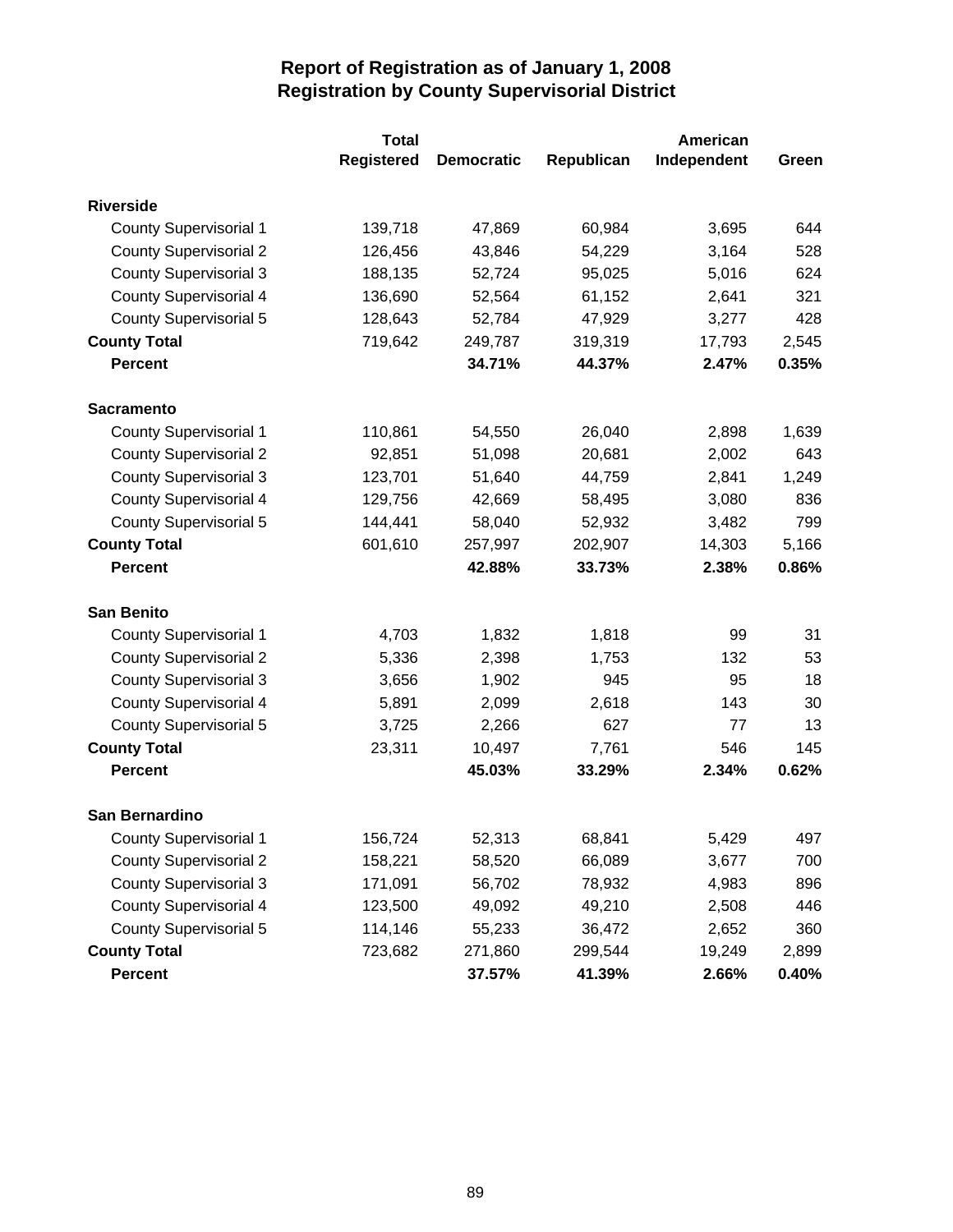# Report of Registration as of January 1, 2008
## Registration by County Supervisorial District

| | Total Registered | Democratic | Republican | American Independent | Green |
|---|---|---|---|---|---|
| **Riverside** | | | | | |
| County Supervisorial 1 | 139,718 | 47,869 | 60,984 | 3,695 | 644 |
| County Supervisorial 2 | 126,456 | 43,846 | 54,229 | 3,164 | 528 |
| County Supervisorial 3 | 188,135 | 52,724 | 95,025 | 5,016 | 624 |
| County Supervisorial 4 | 136,690 | 52,564 | 61,152 | 2,641 | 321 |
| County Supervisorial 5 | 128,643 | 52,784 | 47,929 | 3,277 | 428 |
| **County Total** | 719,642 | 249,787 | 319,319 | 17,793 | 2,545 |
| **Percent** | | **34.71%** | **44.37%** | **2.47%** | **0.35%** |
| **Sacramento** | | | | | |
| County Supervisorial 1 | 110,861 | 54,550 | 26,040 | 2,898 | 1,639 |
| County Supervisorial 2 | 92,851 | 51,098 | 20,681 | 2,002 | 643 |
| County Supervisorial 3 | 123,701 | 51,640 | 44,759 | 2,841 | 1,249 |
| County Supervisorial 4 | 129,756 | 42,669 | 58,495 | 3,080 | 836 |
| County Supervisorial 5 | 144,441 | 58,040 | 52,932 | 3,482 | 799 |
| **County Total** | 601,610 | 257,997 | 202,907 | 14,303 | 5,166 |
| **Percent** | | **42.88%** | **33.73%** | **2.38%** | **0.86%** |
| **San Benito** | | | | | |
| County Supervisorial 1 | 4,703 | 1,832 | 1,818 | 99 | 31 |
| County Supervisorial 2 | 5,336 | 2,398 | 1,753 | 132 | 53 |
| County Supervisorial 3 | 3,656 | 1,902 | 945 | 95 | 18 |
| County Supervisorial 4 | 5,891 | 2,099 | 2,618 | 143 | 30 |
| County Supervisorial 5 | 3,725 | 2,266 | 627 | 77 | 13 |
| **County Total** | 23,311 | 10,497 | 7,761 | 546 | 145 |
| **Percent** | | **45.03%** | **33.29%** | **2.34%** | **0.62%** |
| **San Bernardino** | | | | | |
| County Supervisorial 1 | 156,724 | 52,313 | 68,841 | 5,429 | 497 |
| County Supervisorial 2 | 158,221 | 58,520 | 66,089 | 3,677 | 700 |
| County Supervisorial 3 | 171,091 | 56,702 | 78,932 | 4,983 | 896 |
| County Supervisorial 4 | 123,500 | 49,092 | 49,210 | 2,508 | 446 |
| County Supervisorial 5 | 114,146 | 55,233 | 36,472 | 2,652 | 360 |
| **County Total** | 723,682 | 271,860 | 299,544 | 19,249 | 2,899 |
| **Percent** | | **37.57%** | **41.39%** | **2.66%** | **0.40%** |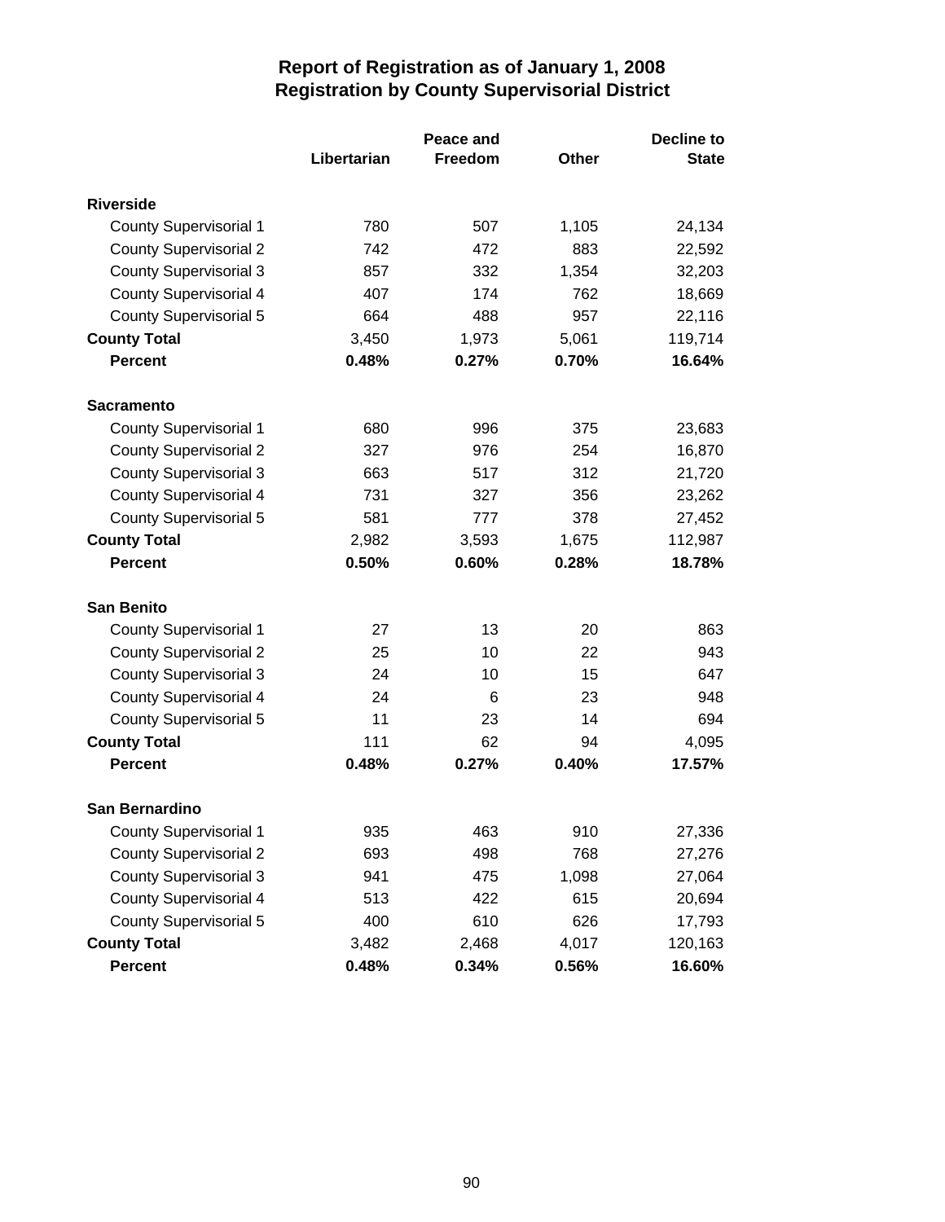# Report of Registration as of January 1, 2008
## Registration by County Supervisorial District

| | Libertarian | Peace and Freedom | Other | Decline to State |
|---|---|---|---|---|
| **Riverside** | | | | |
| County Supervisorial 1 | 780 | 507 | 1,105 | 24,134 |
| County Supervisorial 2 | 742 | 472 | 883 | 22,592 |
| County Supervisorial 3 | 857 | 332 | 1,354 | 32,203 |
| County Supervisorial 4 | 407 | 174 | 762 | 18,669 |
| County Supervisorial 5 | 664 | 488 | 957 | 22,116 |
| **County Total** | 3,450 | 1,973 | 5,061 | 119,714 |
| **Percent** | **0.48%** | **0.27%** | **0.70%** | **16.64%** |
| **Sacramento** | | | | |
| County Supervisorial 1 | 680 | 996 | 375 | 23,683 |
| County Supervisorial 2 | 327 | 976 | 254 | 16,870 |
| County Supervisorial 3 | 663 | 517 | 312 | 21,720 |
| County Supervisorial 4 | 731 | 327 | 356 | 23,262 |
| County Supervisorial 5 | 581 | 777 | 378 | 27,452 |
| **County Total** | 2,982 | 3,593 | 1,675 | 112,987 |
| **Percent** | **0.50%** | **0.60%** | **0.28%** | **18.78%** |
| **San Benito** | | | | |
| County Supervisorial 1 | 27 | 13 | 20 | 863 |
| County Supervisorial 2 | 25 | 10 | 22 | 943 |
| County Supervisorial 3 | 24 | 10 | 15 | 647 |
| County Supervisorial 4 | 24 | 6 | 23 | 948 |
| County Supervisorial 5 | 11 | 23 | 14 | 694 |
| **County Total** | 111 | 62 | 94 | 4,095 |
| **Percent** | **0.48%** | **0.27%** | **0.40%** | **17.57%** |
| **San Bernardino** | | | | |
| County Supervisorial 1 | 935 | 463 | 910 | 27,336 |
| County Supervisorial 2 | 693 | 498 | 768 | 27,276 |
| County Supervisorial 3 | 941 | 475 | 1,098 | 27,064 |
| County Supervisorial 4 | 513 | 422 | 615 | 20,694 |
| County Supervisorial 5 | 400 | 610 | 626 | 17,793 |
| **County Total** | 3,482 | 2,468 | 4,017 | 120,163 |
| **Percent** | **0.48%** | **0.34%** | **0.56%** | **16.60%** |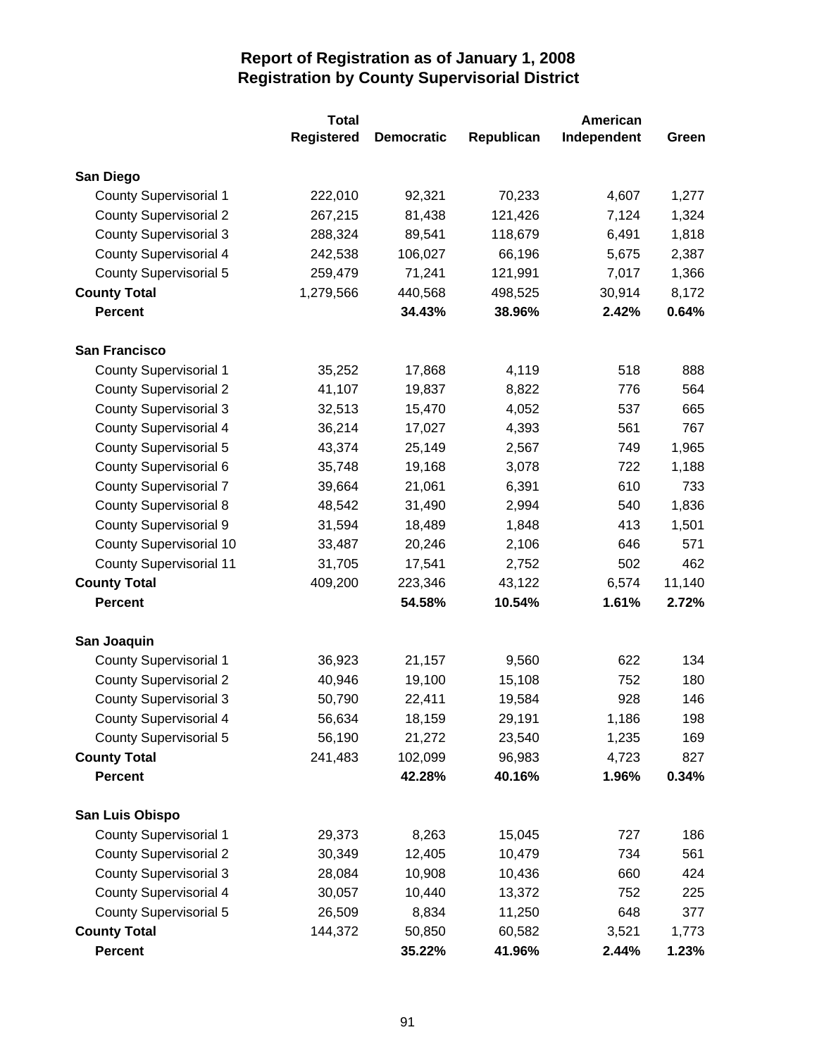# Report of Registration as of January 1, 2008
## Registration by County Supervisorial District

| | Total Registered | Democratic | Republican | American Independent | Green |
|---|---|---|---|---|---|
| **San Diego** | | | | | |
| County Supervisorial 1 | 222,010 | 92,321 | 70,233 | 4,607 | 1,277 |
| County Supervisorial 2 | 267,215 | 81,438 | 121,426 | 7,124 | 1,324 |
| County Supervisorial 3 | 288,324 | 89,541 | 118,679 | 6,491 | 1,818 |
| County Supervisorial 4 | 242,538 | 106,027 | 66,196 | 5,675 | 2,387 |
| County Supervisorial 5 | 259,479 | 71,241 | 121,991 | 7,017 | 1,366 |
| **County Total** | 1,279,566 | 440,568 | 498,525 | 30,914 | 8,172 |
| **Percent** | | **34.43%** | **38.96%** | **2.42%** | **0.64%** |
| **San Francisco** | | | | | |
| County Supervisorial 1 | 35,252 | 17,868 | 4,119 | 518 | 888 |
| County Supervisorial 2 | 41,107 | 19,837 | 8,822 | 776 | 564 |
| County Supervisorial 3 | 32,513 | 15,470 | 4,052 | 537 | 665 |
| County Supervisorial 4 | 36,214 | 17,027 | 4,393 | 561 | 767 |
| County Supervisorial 5 | 43,374 | 25,149 | 2,567 | 749 | 1,965 |
| County Supervisorial 6 | 35,748 | 19,168 | 3,078 | 722 | 1,188 |
| County Supervisorial 7 | 39,664 | 21,061 | 6,391 | 610 | 733 |
| County Supervisorial 8 | 48,542 | 31,490 | 2,994 | 540 | 1,836 |
| County Supervisorial 9 | 31,594 | 18,489 | 1,848 | 413 | 1,501 |
| County Supervisorial 10 | 33,487 | 20,246 | 2,106 | 646 | 571 |
| County Supervisorial 11 | 31,705 | 17,541 | 2,752 | 502 | 462 |
| **County Total** | 409,200 | 223,346 | 43,122 | 6,574 | 11,140 |
| **Percent** | | **54.58%** | **10.54%** | **1.61%** | **2.72%** |
| **San Joaquin** | | | | | |
| County Supervisorial 1 | 36,923 | 21,157 | 9,560 | 622 | 134 |
| County Supervisorial 2 | 40,946 | 19,100 | 15,108 | 752 | 180 |
| County Supervisorial 3 | 50,790 | 22,411 | 19,584 | 928 | 146 |
| County Supervisorial 4 | 56,634 | 18,159 | 29,191 | 1,186 | 198 |
| County Supervisorial 5 | 56,190 | 21,272 | 23,540 | 1,235 | 169 |
| **County Total** | 241,483 | 102,099 | 96,983 | 4,723 | 827 |
| **Percent** | | **42.28%** | **40.16%** | **1.96%** | **0.34%** |
| **San Luis Obispo** | | | | | |
| County Supervisorial 1 | 29,373 | 8,263 | 15,045 | 727 | 186 |
| County Supervisorial 2 | 30,349 | 12,405 | 10,479 | 734 | 561 |
| County Supervisorial 3 | 28,084 | 10,908 | 10,436 | 660 | 424 |
| County Supervisorial 4 | 30,057 | 10,440 | 13,372 | 752 | 225 |
| County Supervisorial 5 | 26,509 | 8,834 | 11,250 | 648 | 377 |
| **County Total** | 144,372 | 50,850 | 60,582 | 3,521 | 1,773 |
| **Percent** | | **35.22%** | **41.96%** | **2.44%** | **1.23%** |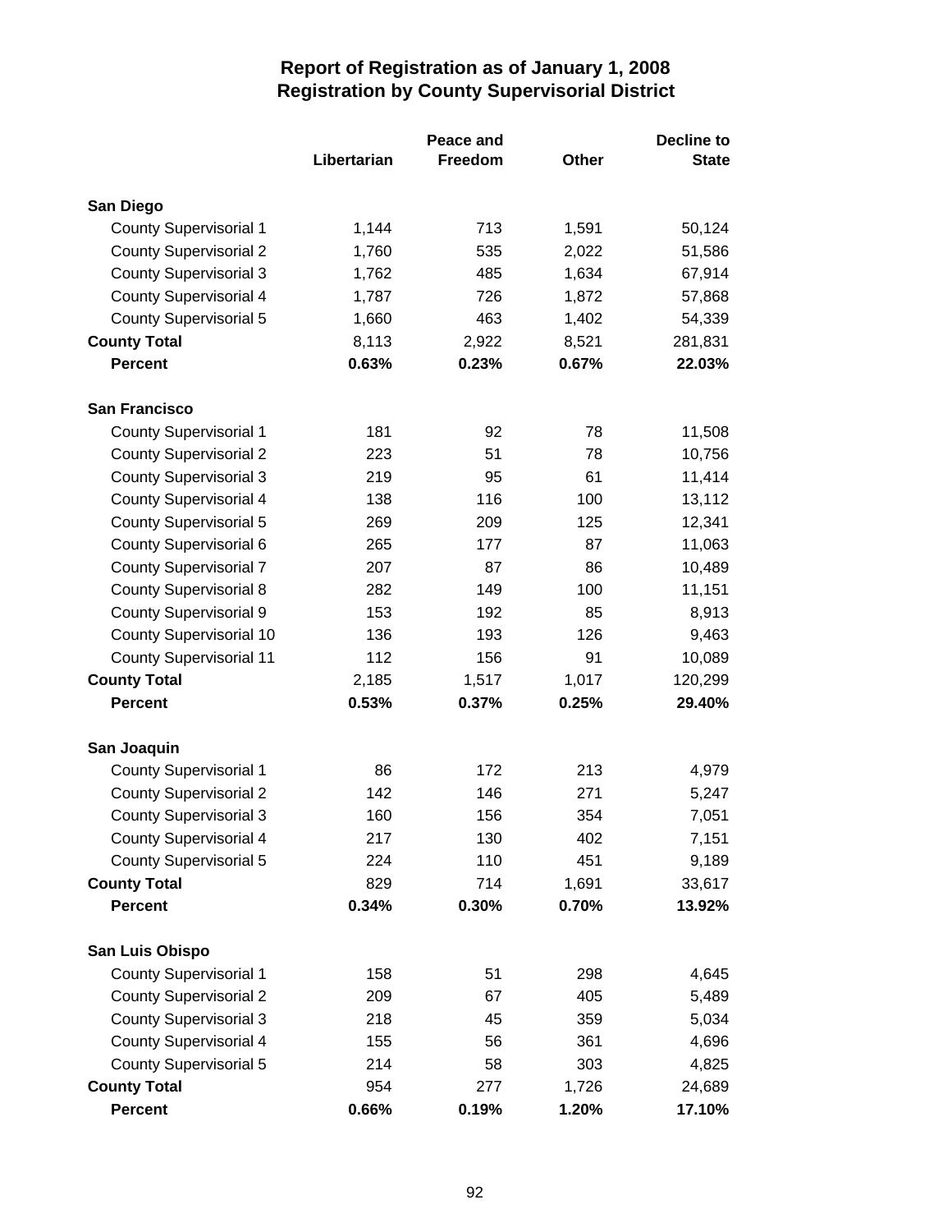# Report of Registration as of January 1, 2008
## Registration by County Supervisorial District

| | Libertarian | Peace and Freedom | Other | Decline to State |
|---|---|---|---|---|
| **San Diego** | | | | |
| County Supervisorial 1 | 1,144 | 713 | 1,591 | 50,124 |
| County Supervisorial 2 | 1,760 | 535 | 2,022 | 51,586 |
| County Supervisorial 3 | 1,762 | 485 | 1,634 | 67,914 |
| County Supervisorial 4 | 1,787 | 726 | 1,872 | 57,868 |
| County Supervisorial 5 | 1,660 | 463 | 1,402 | 54,339 |
| **County Total** | 8,113 | 2,922 | 8,521 | 281,831 |
| **Percent** | **0.63%** | **0.23%** | **0.67%** | **22.03%** |
| **San Francisco** | | | | |
| County Supervisorial 1 | 181 | 92 | 78 | 11,508 |
| County Supervisorial 2 | 223 | 51 | 78 | 10,756 |
| County Supervisorial 3 | 219 | 95 | 61 | 11,414 |
| County Supervisorial 4 | 138 | 116 | 100 | 13,112 |
| County Supervisorial 5 | 269 | 209 | 125 | 12,341 |
| County Supervisorial 6 | 265 | 177 | 87 | 11,063 |
| County Supervisorial 7 | 207 | 87 | 86 | 10,489 |
| County Supervisorial 8 | 282 | 149 | 100 | 11,151 |
| County Supervisorial 9 | 153 | 192 | 85 | 8,913 |
| County Supervisorial 10 | 136 | 193 | 126 | 9,463 |
| County Supervisorial 11 | 112 | 156 | 91 | 10,089 |
| **County Total** | 2,185 | 1,517 | 1,017 | 120,299 |
| **Percent** | **0.53%** | **0.37%** | **0.25%** | **29.40%** |
| **San Joaquin** | | | | |
| County Supervisorial 1 | 86 | 172 | 213 | 4,979 |
| County Supervisorial 2 | 142 | 146 | 271 | 5,247 |
| County Supervisorial 3 | 160 | 156 | 354 | 7,051 |
| County Supervisorial 4 | 217 | 130 | 402 | 7,151 |
| County Supervisorial 5 | 224 | 110 | 451 | 9,189 |
| **County Total** | 829 | 714 | 1,691 | 33,617 |
| **Percent** | **0.34%** | **0.30%** | **0.70%** | **13.92%** |
| **San Luis Obispo** | | | | |
| County Supervisorial 1 | 158 | 51 | 298 | 4,645 |
| County Supervisorial 2 | 209 | 67 | 405 | 5,489 |
| County Supervisorial 3 | 218 | 45 | 359 | 5,034 |
| County Supervisorial 4 | 155 | 56 | 361 | 4,696 |
| County Supervisorial 5 | 214 | 58 | 303 | 4,825 |
| **County Total** | 954 | 277 | 1,726 | 24,689 |
| **Percent** | **0.66%** | **0.19%** | **1.20%** | **17.10%** |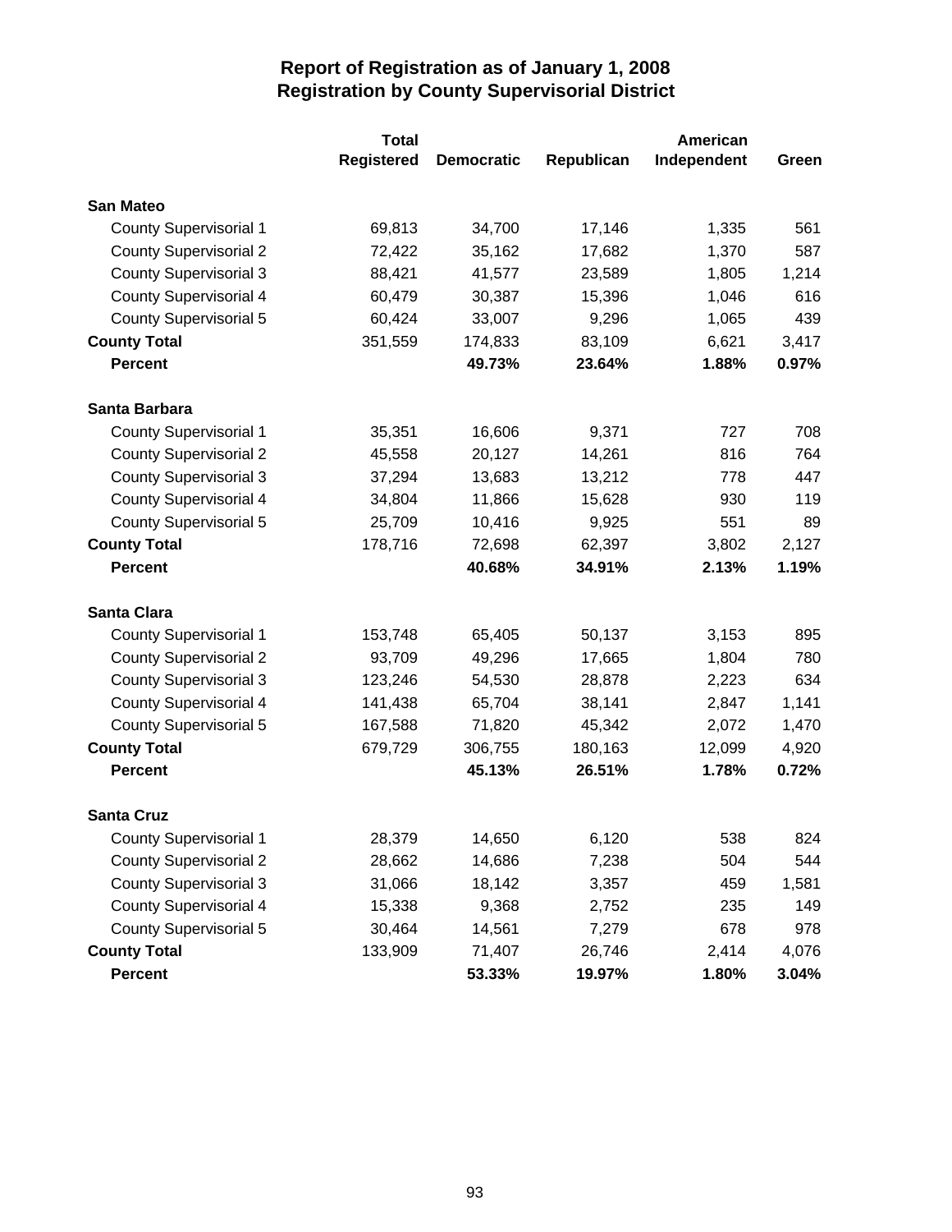# Report of Registration as of January 1, 2008
## Registration by County Supervisorial District

| | Total Registered | Democratic | Republican | American Independent | Green |
|---|---|---|---|---|---|
| **San Mateo** | | | | | |
| County Supervisorial 1 | 69,813 | 34,700 | 17,146 | 1,335 | 561 |
| County Supervisorial 2 | 72,422 | 35,162 | 17,682 | 1,370 | 587 |
| County Supervisorial 3 | 88,421 | 41,577 | 23,589 | 1,805 | 1,214 |
| County Supervisorial 4 | 60,479 | 30,387 | 15,396 | 1,046 | 616 |
| County Supervisorial 5 | 60,424 | 33,007 | 9,296 | 1,065 | 439 |
| **County Total** | 351,559 | 174,833 | 83,109 | 6,621 | 3,417 |
| **Percent** | | **49.73%** | **23.64%** | **1.88%** | **0.97%** |
| **Santa Barbara** | | | | | |
| County Supervisorial 1 | 35,351 | 16,606 | 9,371 | 727 | 708 |
| County Supervisorial 2 | 45,558 | 20,127 | 14,261 | 816 | 764 |
| County Supervisorial 3 | 37,294 | 13,683 | 13,212 | 778 | 447 |
| County Supervisorial 4 | 34,804 | 11,866 | 15,628 | 930 | 119 |
| County Supervisorial 5 | 25,709 | 10,416 | 9,925 | 551 | 89 |
| **County Total** | 178,716 | 72,698 | 62,397 | 3,802 | 2,127 |
| **Percent** | | **40.68%** | **34.91%** | **2.13%** | **1.19%** |
| **Santa Clara** | | | | | |
| County Supervisorial 1 | 153,748 | 65,405 | 50,137 | 3,153 | 895 |
| County Supervisorial 2 | 93,709 | 49,296 | 17,665 | 1,804 | 780 |
| County Supervisorial 3 | 123,246 | 54,530 | 28,878 | 2,223 | 634 |
| County Supervisorial 4 | 141,438 | 65,704 | 38,141 | 2,847 | 1,141 |
| County Supervisorial 5 | 167,588 | 71,820 | 45,342 | 2,072 | 1,470 |
| **County Total** | 679,729 | 306,755 | 180,163 | 12,099 | 4,920 |
| **Percent** | | **45.13%** | **26.51%** | **1.78%** | **0.72%** |
| **Santa Cruz** | | | | | |
| County Supervisorial 1 | 28,379 | 14,650 | 6,120 | 538 | 824 |
| County Supervisorial 2 | 28,662 | 14,686 | 7,238 | 504 | 544 |
| County Supervisorial 3 | 31,066 | 18,142 | 3,357 | 459 | 1,581 |
| County Supervisorial 4 | 15,338 | 9,368 | 2,752 | 235 | 149 |
| County Supervisorial 5 | 30,464 | 14,561 | 7,279 | 678 | 978 |
| **County Total** | 133,909 | 71,407 | 26,746 | 2,414 | 4,076 |
| **Percent** | | **53.33%** | **19.97%** | **1.80%** | **3.04%** |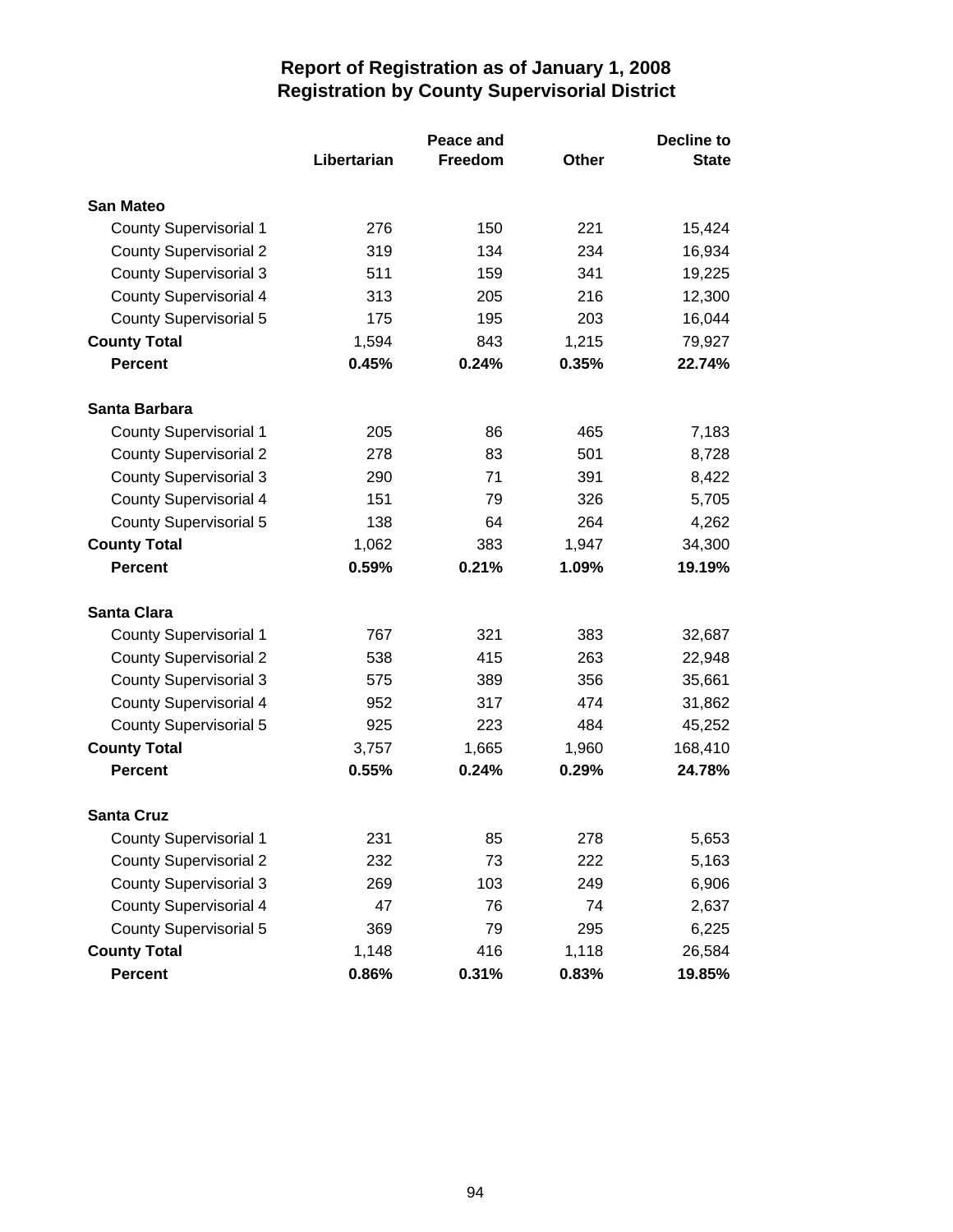# Report of Registration as of January 1, 2008
## Registration by County Supervisorial District

| | Libertarian | Peace and Freedom | Other | Decline to State |
|---|---|---|---|---|
| **San Mateo** | | | | |
| County Supervisorial 1 | 276 | 150 | 221 | 15,424 |
| County Supervisorial 2 | 319 | 134 | 234 | 16,934 |
| County Supervisorial 3 | 511 | 159 | 341 | 19,225 |
| County Supervisorial 4 | 313 | 205 | 216 | 12,300 |
| County Supervisorial 5 | 175 | 195 | 203 | 16,044 |
| **County Total** | 1,594 | 843 | 1,215 | 79,927 |
| **Percent** | **0.45%** | **0.24%** | **0.35%** | **22.74%** |
| **Santa Barbara** | | | | |
| County Supervisorial 1 | 205 | 86 | 465 | 7,183 |
| County Supervisorial 2 | 278 | 83 | 501 | 8,728 |
| County Supervisorial 3 | 290 | 71 | 391 | 8,422 |
| County Supervisorial 4 | 151 | 79 | 326 | 5,705 |
| County Supervisorial 5 | 138 | 64 | 264 | 4,262 |
| **County Total** | 1,062 | 383 | 1,947 | 34,300 |
| **Percent** | **0.59%** | **0.21%** | **1.09%** | **19.19%** |
| **Santa Clara** | | | | |
| County Supervisorial 1 | 767 | 321 | 383 | 32,687 |
| County Supervisorial 2 | 538 | 415 | 263 | 22,948 |
| County Supervisorial 3 | 575 | 389 | 356 | 35,661 |
| County Supervisorial 4 | 952 | 317 | 474 | 31,862 |
| County Supervisorial 5 | 925 | 223 | 484 | 45,252 |
| **County Total** | 3,757 | 1,665 | 1,960 | 168,410 |
| **Percent** | **0.55%** | **0.24%** | **0.29%** | **24.78%** |
| **Santa Cruz** | | | | |
| County Supervisorial 1 | 231 | 85 | 278 | 5,653 |
| County Supervisorial 2 | 232 | 73 | 222 | 5,163 |
| County Supervisorial 3 | 269 | 103 | 249 | 6,906 |
| County Supervisorial 4 | 47 | 76 | 74 | 2,637 |
| County Supervisorial 5 | 369 | 79 | 295 | 6,225 |
| **County Total** | 1,148 | 416 | 1,118 | 26,584 |
| **Percent** | **0.86%** | **0.31%** | **0.83%** | **19.85%** |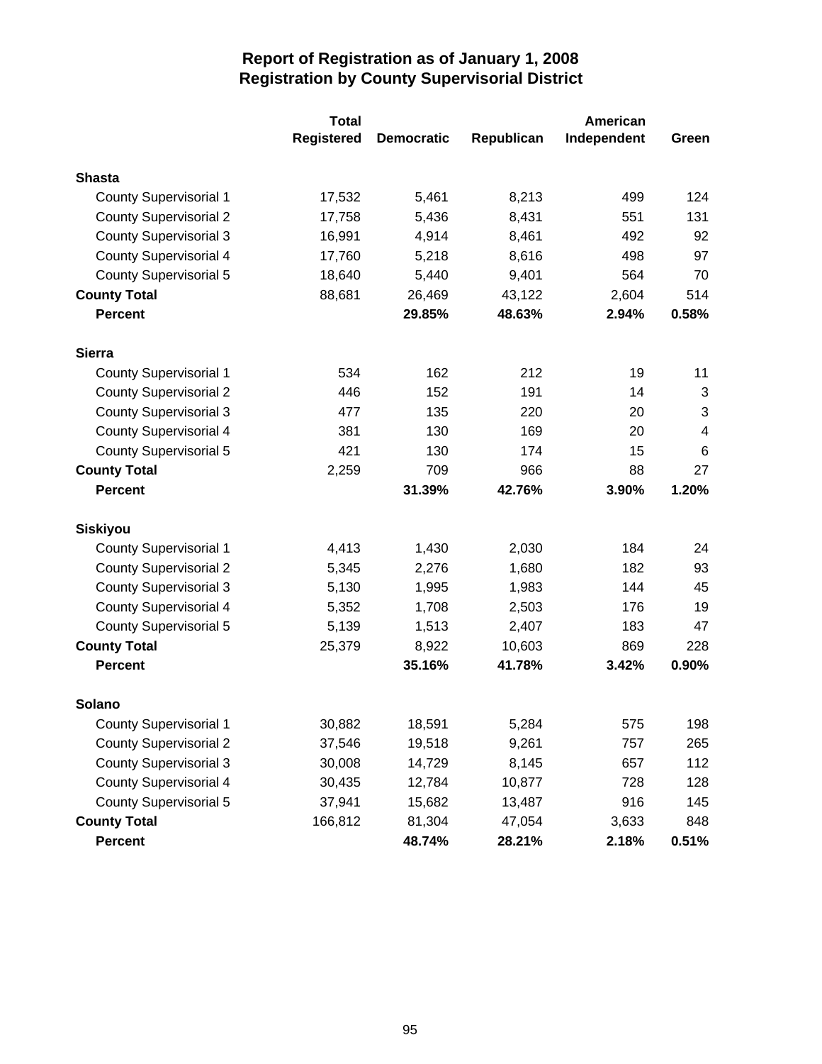# Report of Registration as of January 1, 2008
## Registration by County Supervisorial District

| | Total Registered | Democratic | Republican | American Independent | Green |
|---|---|---|---|---|---|
| **Shasta** | | | | | |
| County Supervisorial 1 | 17,532 | 5,461 | 8,213 | 499 | 124 |
| County Supervisorial 2 | 17,758 | 5,436 | 8,431 | 551 | 131 |
| County Supervisorial 3 | 16,991 | 4,914 | 8,461 | 492 | 92 |
| County Supervisorial 4 | 17,760 | 5,218 | 8,616 | 498 | 97 |
| County Supervisorial 5 | 18,640 | 5,440 | 9,401 | 564 | 70 |
| **County Total** | 88,681 | 26,469 | 43,122 | 2,604 | 514 |
| **Percent** | | **29.85%** | **48.63%** | **2.94%** | **0.58%** |
| **Sierra** | | | | | |
| County Supervisorial 1 | 534 | 162 | 212 | 19 | 11 |
| County Supervisorial 2 | 446 | 152 | 191 | 14 | 3 |
| County Supervisorial 3 | 477 | 135 | 220 | 20 | 3 |
| County Supervisorial 4 | 381 | 130 | 169 | 20 | 4 |
| County Supervisorial 5 | 421 | 130 | 174 | 15 | 6 |
| **County Total** | 2,259 | 709 | 966 | 88 | 27 |
| **Percent** | | **31.39%** | **42.76%** | **3.90%** | **1.20%** |
| **Siskiyou** | | | | | |
| County Supervisorial 1 | 4,413 | 1,430 | 2,030 | 184 | 24 |
| County Supervisorial 2 | 5,345 | 2,276 | 1,680 | 182 | 93 |
| County Supervisorial 3 | 5,130 | 1,995 | 1,983 | 144 | 45 |
| County Supervisorial 4 | 5,352 | 1,708 | 2,503 | 176 | 19 |
| County Supervisorial 5 | 5,139 | 1,513 | 2,407 | 183 | 47 |
| **County Total** | 25,379 | 8,922 | 10,603 | 869 | 228 |
| **Percent** | | **35.16%** | **41.78%** | **3.42%** | **0.90%** |
| **Solano** | | | | | |
| County Supervisorial 1 | 30,882 | 18,591 | 5,284 | 575 | 198 |
| County Supervisorial 2 | 37,546 | 19,518 | 9,261 | 757 | 265 |
| County Supervisorial 3 | 30,008 | 14,729 | 8,145 | 657 | 112 |
| County Supervisorial 4 | 30,435 | 12,784 | 10,877 | 728 | 128 |
| County Supervisorial 5 | 37,941 | 15,682 | 13,487 | 916 | 145 |
| **County Total** | 166,812 | 81,304 | 47,054 | 3,633 | 848 |
| **Percent** | | **48.74%** | **28.21%** | **2.18%** | **0.51%** |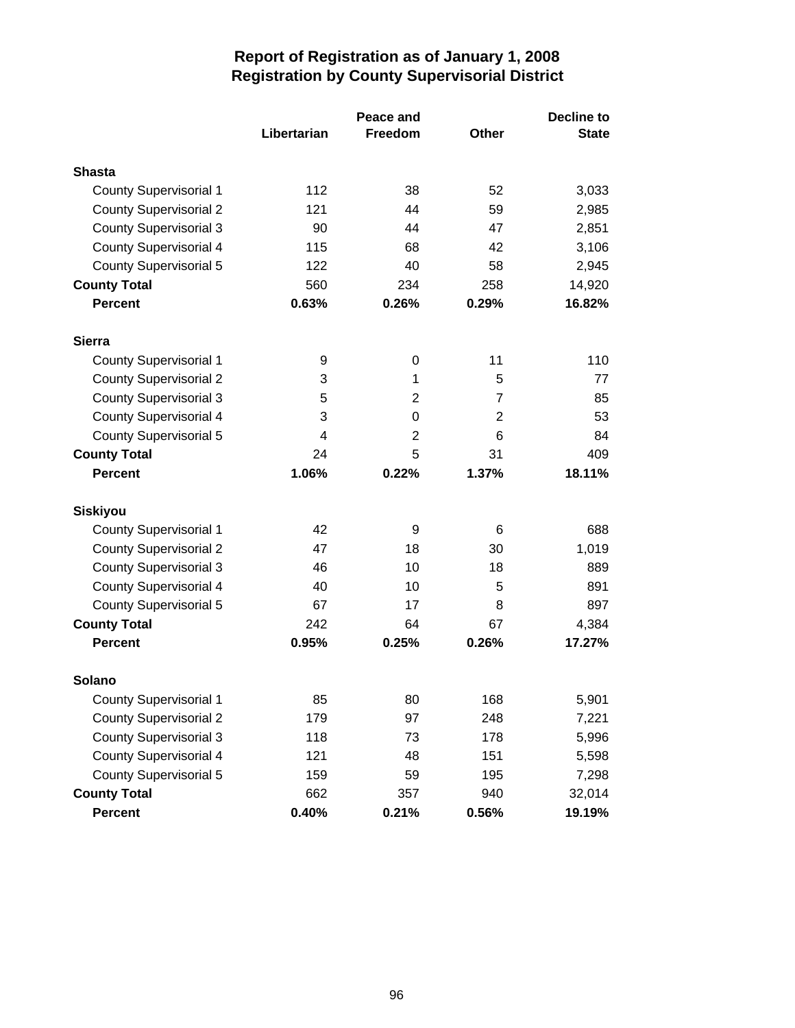# Report of Registration as of January 1, 2008
## Registration by County Supervisorial District

| | Libertarian | Peace and Freedom | Other | Decline to State |
|---|---|---|---|---|
| **Shasta** | | | | |
| County Supervisorial 1 | 112 | 38 | 52 | 3,033 |
| County Supervisorial 2 | 121 | 44 | 59 | 2,985 |
| County Supervisorial 3 | 90 | 44 | 47 | 2,851 |
| County Supervisorial 4 | 115 | 68 | 42 | 3,106 |
| County Supervisorial 5 | 122 | 40 | 58 | 2,945 |
| **County Total** | 560 | 234 | 258 | 14,920 |
| **Percent** | **0.63%** | **0.26%** | **0.29%** | **16.82%** |
| **Sierra** | | | | |
| County Supervisorial 1 | 9 | 0 | 11 | 110 |
| County Supervisorial 2 | 3 | 1 | 5 | 77 |
| County Supervisorial 3 | 5 | 2 | 7 | 85 |
| County Supervisorial 4 | 3 | 0 | 2 | 53 |
| County Supervisorial 5 | 4 | 2 | 6 | 84 |
| **County Total** | 24 | 5 | 31 | 409 |
| **Percent** | **1.06%** | **0.22%** | **1.37%** | **18.11%** |
| **Siskiyou** | | | | |
| County Supervisorial 1 | 42 | 9 | 6 | 688 |
| County Supervisorial 2 | 47 | 18 | 30 | 1,019 |
| County Supervisorial 3 | 46 | 10 | 18 | 889 |
| County Supervisorial 4 | 40 | 10 | 5 | 891 |
| County Supervisorial 5 | 67 | 17 | 8 | 897 |
| **County Total** | 242 | 64 | 67 | 4,384 |
| **Percent** | **0.95%** | **0.25%** | **0.26%** | **17.27%** |
| **Solano** | | | | |
| County Supervisorial 1 | 85 | 80 | 168 | 5,901 |
| County Supervisorial 2 | 179 | 97 | 248 | 7,221 |
| County Supervisorial 3 | 118 | 73 | 178 | 5,996 |
| County Supervisorial 4 | 121 | 48 | 151 | 5,598 |
| County Supervisorial 5 | 159 | 59 | 195 | 7,298 |
| **County Total** | 662 | 357 | 940 | 32,014 |
| **Percent** | **0.40%** | **0.21%** | **0.56%** | **19.19%** |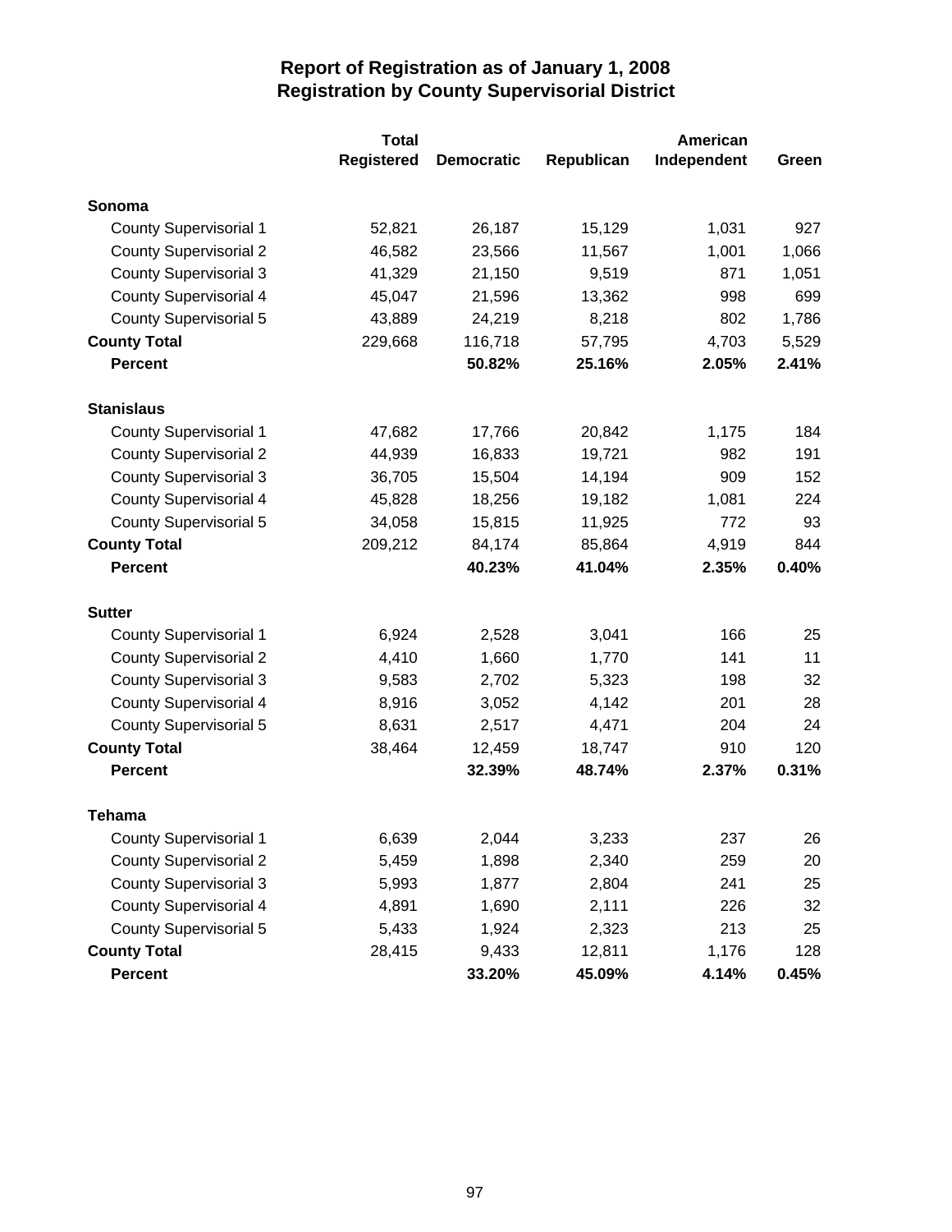# Report of Registration as of January 1, 2008
## Registration by County Supervisorial District

| | Total Registered | Democratic | Republican | American Independent | Green |
|---|---|---|---|---|---|
| **Sonoma** | | | | | |
| County Supervisorial 1 | 52,821 | 26,187 | 15,129 | 1,031 | 927 |
| County Supervisorial 2 | 46,582 | 23,566 | 11,567 | 1,001 | 1,066 |
| County Supervisorial 3 | 41,329 | 21,150 | 9,519 | 871 | 1,051 |
| County Supervisorial 4 | 45,047 | 21,596 | 13,362 | 998 | 699 |
| County Supervisorial 5 | 43,889 | 24,219 | 8,218 | 802 | 1,786 |
| **County Total** | 229,668 | 116,718 | 57,795 | 4,703 | 5,529 |
| **Percent** | | **50.82%** | **25.16%** | **2.05%** | **2.41%** |
| **Stanislaus** | | | | | |
| County Supervisorial 1 | 47,682 | 17,766 | 20,842 | 1,175 | 184 |
| County Supervisorial 2 | 44,939 | 16,833 | 19,721 | 982 | 191 |
| County Supervisorial 3 | 36,705 | 15,504 | 14,194 | 909 | 152 |
| County Supervisorial 4 | 45,828 | 18,256 | 19,182 | 1,081 | 224 |
| County Supervisorial 5 | 34,058 | 15,815 | 11,925 | 772 | 93 |
| **County Total** | 209,212 | 84,174 | 85,864 | 4,919 | 844 |
| **Percent** | | **40.23%** | **41.04%** | **2.35%** | **0.40%** |
| **Sutter** | | | | | |
| County Supervisorial 1 | 6,924 | 2,528 | 3,041 | 166 | 25 |
| County Supervisorial 2 | 4,410 | 1,660 | 1,770 | 141 | 11 |
| County Supervisorial 3 | 9,583 | 2,702 | 5,323 | 198 | 32 |
| County Supervisorial 4 | 8,916 | 3,052 | 4,142 | 201 | 28 |
| County Supervisorial 5 | 8,631 | 2,517 | 4,471 | 204 | 24 |
| **County Total** | 38,464 | 12,459 | 18,747 | 910 | 120 |
| **Percent** | | **32.39%** | **48.74%** | **2.37%** | **0.31%** |
| **Tehama** | | | | | |
| County Supervisorial 1 | 6,639 | 2,044 | 3,233 | 237 | 26 |
| County Supervisorial 2 | 5,459 | 1,898 | 2,340 | 259 | 20 |
| County Supervisorial 3 | 5,993 | 1,877 | 2,804 | 241 | 25 |
| County Supervisorial 4 | 4,891 | 1,690 | 2,111 | 226 | 32 |
| County Supervisorial 5 | 5,433 | 1,924 | 2,323 | 213 | 25 |
| **County Total** | 28,415 | 9,433 | 12,811 | 1,176 | 128 |
| **Percent** | | **33.20%** | **45.09%** | **4.14%** | **0.45%** |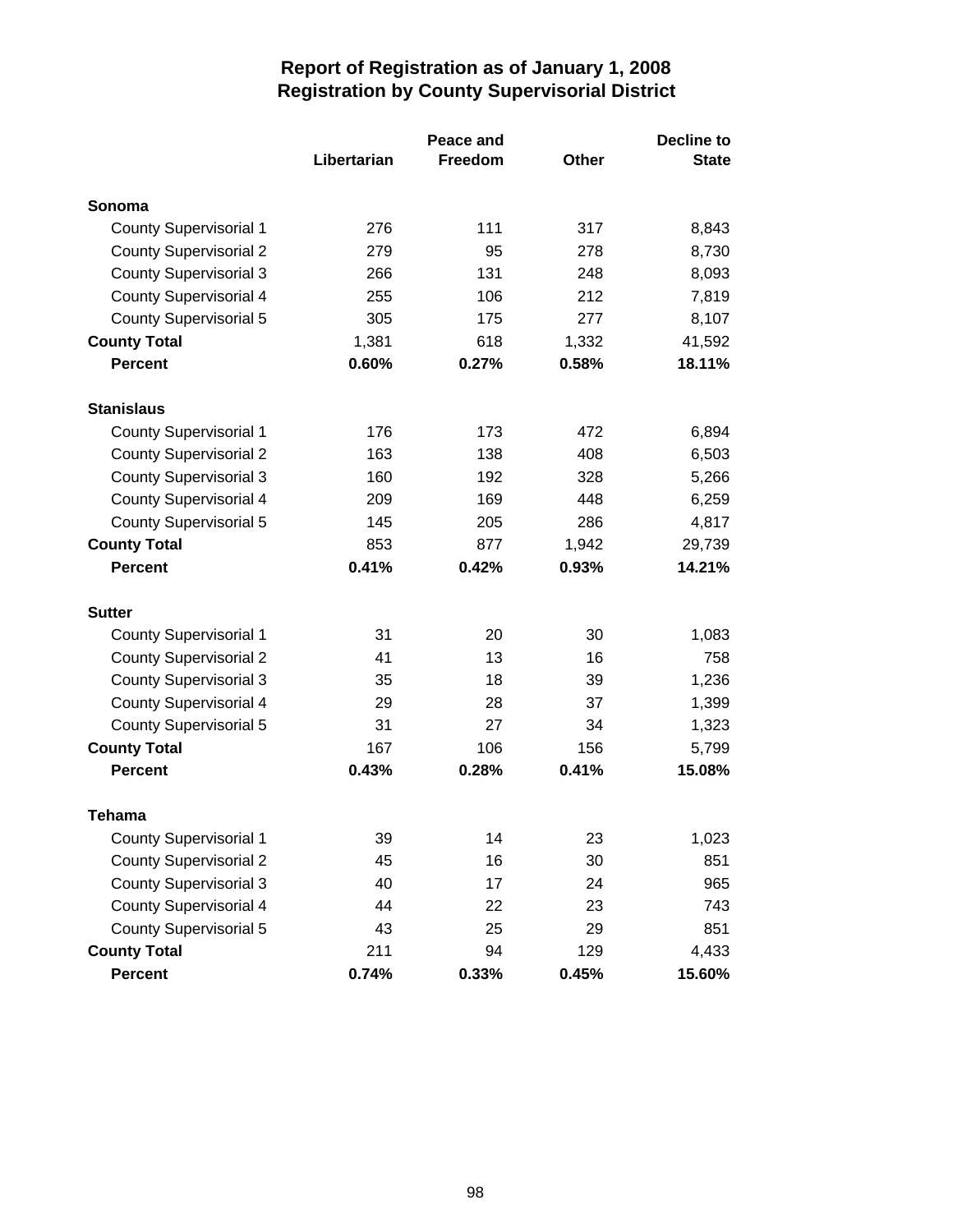# Report of Registration as of January 1, 2008
## Registration by County Supervisorial District

| | Libertarian | Peace and Freedom | Other | Decline to State |
|---|---|---|---|---|
| **Sonoma** | | | | |
| County Supervisorial 1 | 276 | 111 | 317 | 8,843 |
| County Supervisorial 2 | 279 | 95 | 278 | 8,730 |
| County Supervisorial 3 | 266 | 131 | 248 | 8,093 |
| County Supervisorial 4 | 255 | 106 | 212 | 7,819 |
| County Supervisorial 5 | 305 | 175 | 277 | 8,107 |
| **County Total** | 1,381 | 618 | 1,332 | 41,592 |
| **Percent** | **0.60%** | **0.27%** | **0.58%** | **18.11%** |
| **Stanislaus** | | | | |
| County Supervisorial 1 | 176 | 173 | 472 | 6,894 |
| County Supervisorial 2 | 163 | 138 | 408 | 6,503 |
| County Supervisorial 3 | 160 | 192 | 328 | 5,266 |
| County Supervisorial 4 | 209 | 169 | 448 | 6,259 |
| County Supervisorial 5 | 145 | 205 | 286 | 4,817 |
| **County Total** | 853 | 877 | 1,942 | 29,739 |
| **Percent** | **0.41%** | **0.42%** | **0.93%** | **14.21%** |
| **Sutter** | | | | |
| County Supervisorial 1 | 31 | 20 | 30 | 1,083 |
| County Supervisorial 2 | 41 | 13 | 16 | 758 |
| County Supervisorial 3 | 35 | 18 | 39 | 1,236 |
| County Supervisorial 4 | 29 | 28 | 37 | 1,399 |
| County Supervisorial 5 | 31 | 27 | 34 | 1,323 |
| **County Total** | 167 | 106 | 156 | 5,799 |
| **Percent** | **0.43%** | **0.28%** | **0.41%** | **15.08%** |
| **Tehama** | | | | |
| County Supervisorial 1 | 39 | 14 | 23 | 1,023 |
| County Supervisorial 2 | 45 | 16 | 30 | 851 |
| County Supervisorial 3 | 40 | 17 | 24 | 965 |
| County Supervisorial 4 | 44 | 22 | 23 | 743 |
| County Supervisorial 5 | 43 | 25 | 29 | 851 |
| **County Total** | 211 | 94 | 129 | 4,433 |
| **Percent** | **0.74%** | **0.33%** | **0.45%** | **15.60%** |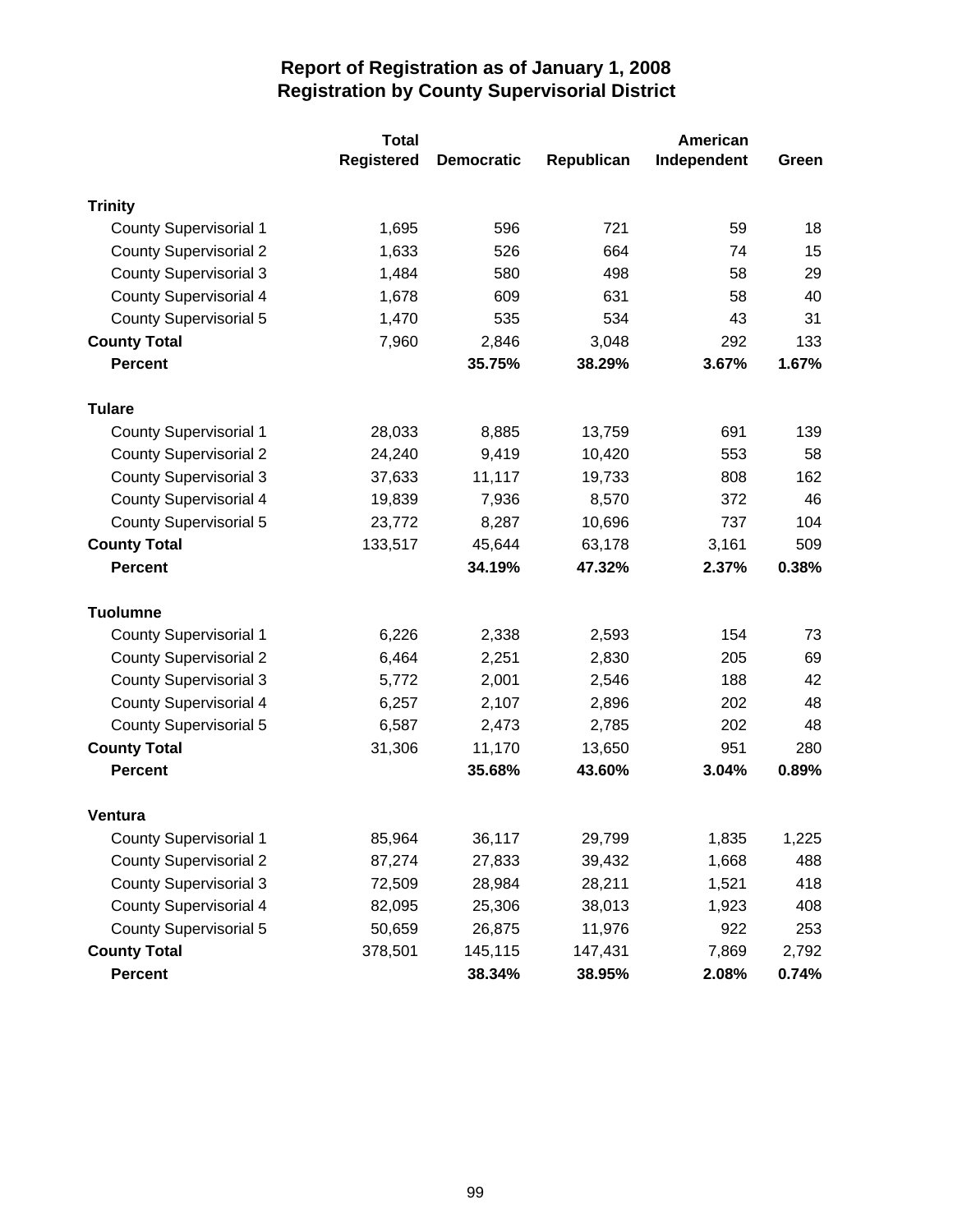# Report of Registration as of January 1, 2008
## Registration by County Supervisorial District

| | Total Registered | Democratic | Republican | American Independent | Green |
|---|---|---|---|---|---|
| **Trinity** | | | | | |
| County Supervisorial 1 | 1,695 | 596 | 721 | 59 | 18 |
| County Supervisorial 2 | 1,633 | 526 | 664 | 74 | 15 |
| County Supervisorial 3 | 1,484 | 580 | 498 | 58 | 29 |
| County Supervisorial 4 | 1,678 | 609 | 631 | 58 | 40 |
| County Supervisorial 5 | 1,470 | 535 | 534 | 43 | 31 |
| **County Total** | 7,960 | 2,846 | 3,048 | 292 | 133 |
| **Percent** | | **35.75%** | **38.29%** | **3.67%** | **1.67%** |
| **Tulare** | | | | | |
| County Supervisorial 1 | 28,033 | 8,885 | 13,759 | 691 | 139 |
| County Supervisorial 2 | 24,240 | 9,419 | 10,420 | 553 | 58 |
| County Supervisorial 3 | 37,633 | 11,117 | 19,733 | 808 | 162 |
| County Supervisorial 4 | 19,839 | 7,936 | 8,570 | 372 | 46 |
| County Supervisorial 5 | 23,772 | 8,287 | 10,696 | 737 | 104 |
| **County Total** | 133,517 | 45,644 | 63,178 | 3,161 | 509 |
| **Percent** | | **34.19%** | **47.32%** | **2.37%** | **0.38%** |
| **Tuolumne** | | | | | |
| County Supervisorial 1 | 6,226 | 2,338 | 2,593 | 154 | 73 |
| County Supervisorial 2 | 6,464 | 2,251 | 2,830 | 205 | 69 |
| County Supervisorial 3 | 5,772 | 2,001 | 2,546 | 188 | 42 |
| County Supervisorial 4 | 6,257 | 2,107 | 2,896 | 202 | 48 |
| County Supervisorial 5 | 6,587 | 2,473 | 2,785 | 202 | 48 |
| **County Total** | 31,306 | 11,170 | 13,650 | 951 | 280 |
| **Percent** | | **35.68%** | **43.60%** | **3.04%** | **0.89%** |
| **Ventura** | | | | | |
| County Supervisorial 1 | 85,964 | 36,117 | 29,799 | 1,835 | 1,225 |
| County Supervisorial 2 | 87,274 | 27,833 | 39,432 | 1,668 | 488 |
| County Supervisorial 3 | 72,509 | 28,984 | 28,211 | 1,521 | 418 |
| County Supervisorial 4 | 82,095 | 25,306 | 38,013 | 1,923 | 408 |
| County Supervisorial 5 | 50,659 | 26,875 | 11,976 | 922 | 253 |
| **County Total** | 378,501 | 145,115 | 147,431 | 7,869 | 2,792 |
| **Percent** | | **38.34%** | **38.95%** | **2.08%** | **0.74%** |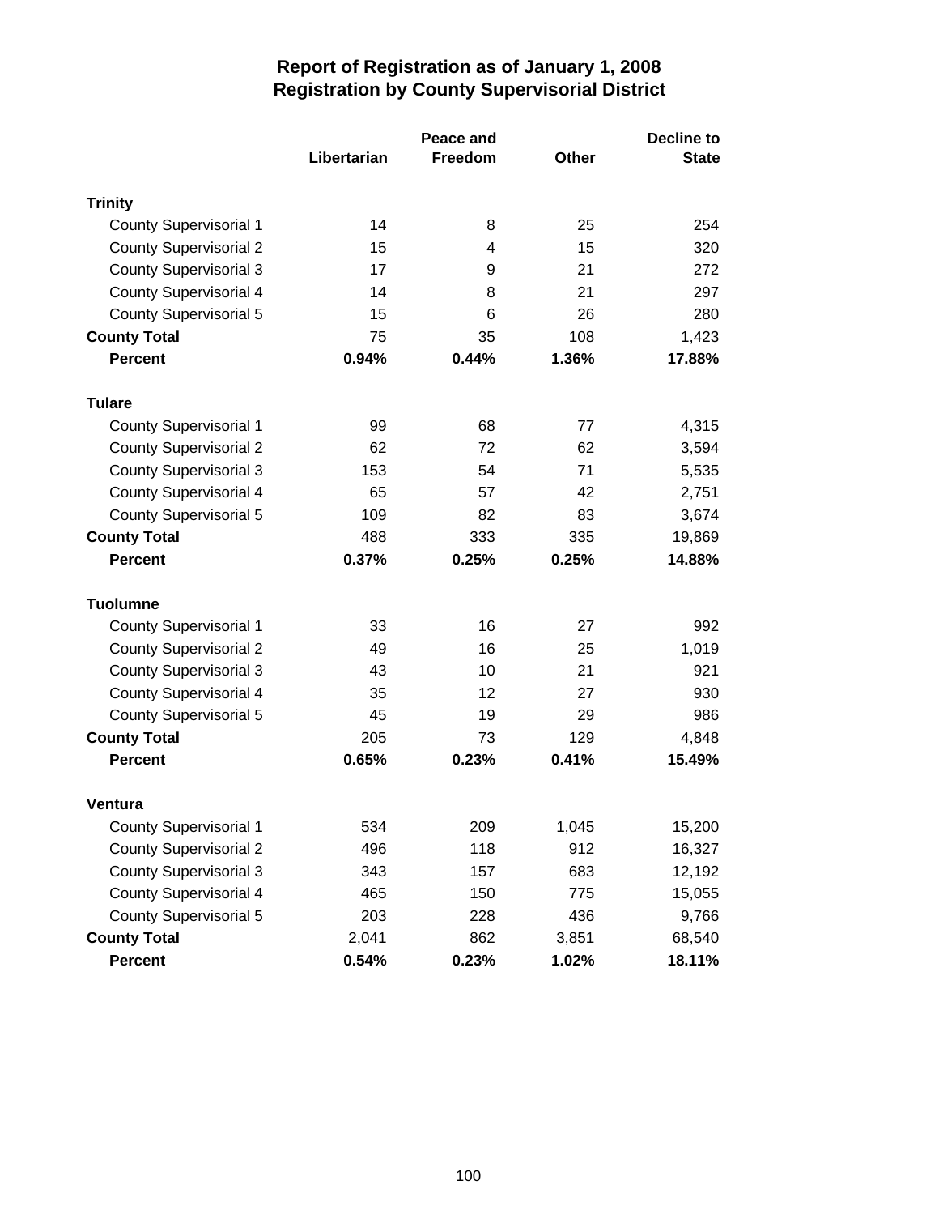# Report of Registration as of January 1, 2008
## Registration by County Supervisorial District

| | Libertarian | Peace and Freedom | Other | Decline to State |
|---|---|---|---|---|
| **Trinity** | | | | |
| County Supervisorial 1 | 14 | 8 | 25 | 254 |
| County Supervisorial 2 | 15 | 4 | 15 | 320 |
| County Supervisorial 3 | 17 | 9 | 21 | 272 |
| County Supervisorial 4 | 14 | 8 | 21 | 297 |
| County Supervisorial 5 | 15 | 6 | 26 | 280 |
| **County Total** | 75 | 35 | 108 | 1,423 |
| **Percent** | **0.94%** | **0.44%** | **1.36%** | **17.88%** |
| **Tulare** | | | | |
| County Supervisorial 1 | 99 | 68 | 77 | 4,315 |
| County Supervisorial 2 | 62 | 72 | 62 | 3,594 |
| County Supervisorial 3 | 153 | 54 | 71 | 5,535 |
| County Supervisorial 4 | 65 | 57 | 42 | 2,751 |
| County Supervisorial 5 | 109 | 82 | 83 | 3,674 |
| **County Total** | 488 | 333 | 335 | 19,869 |
| **Percent** | **0.37%** | **0.25%** | **0.25%** | **14.88%** |
| **Tuolumne** | | | | |
| County Supervisorial 1 | 33 | 16 | 27 | 992 |
| County Supervisorial 2 | 49 | 16 | 25 | 1,019 |
| County Supervisorial 3 | 43 | 10 | 21 | 921 |
| County Supervisorial 4 | 35 | 12 | 27 | 930 |
| County Supervisorial 5 | 45 | 19 | 29 | 986 |
| **County Total** | 205 | 73 | 129 | 4,848 |
| **Percent** | **0.65%** | **0.23%** | **0.41%** | **15.49%** |
| **Ventura** | | | | |
| County Supervisorial 1 | 534 | 209 | 1,045 | 15,200 |
| County Supervisorial 2 | 496 | 118 | 912 | 16,327 |
| County Supervisorial 3 | 343 | 157 | 683 | 12,192 |
| County Supervisorial 4 | 465 | 150 | 775 | 15,055 |
| County Supervisorial 5 | 203 | 228 | 436 | 9,766 |
| **County Total** | 2,041 | 862 | 3,851 | 68,540 |
| **Percent** | **0.54%** | **0.23%** | **1.02%** | **18.11%** |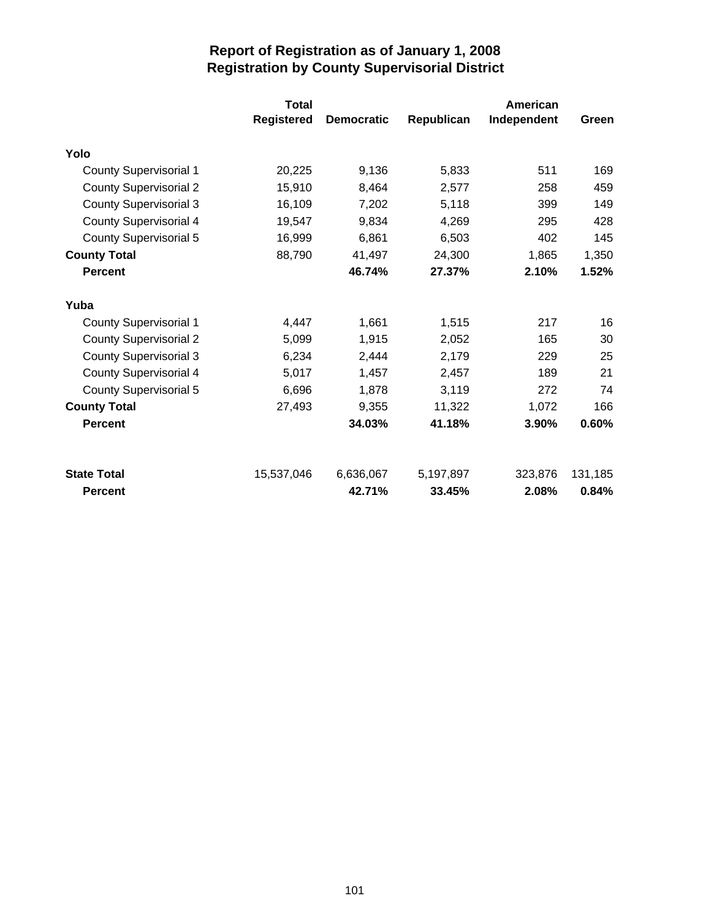# Report of Registration as of January 1, 2008
## Registration by County Supervisorial District

| | Total Registered | Democratic | Republican | American Independent | Green |
|---|---|---|---|---|---|
| **Yolo** | | | | | |
| County Supervisorial 1 | 20,225 | 9,136 | 5,833 | 511 | 169 |
| County Supervisorial 2 | 15,910 | 8,464 | 2,577 | 258 | 459 |
| County Supervisorial 3 | 16,109 | 7,202 | 5,118 | 399 | 149 |
| County Supervisorial 4 | 19,547 | 9,834 | 4,269 | 295 | 428 |
| County Supervisorial 5 | 16,999 | 6,861 | 6,503 | 402 | 145 |
| **County Total** | 88,790 | 41,497 | 24,300 | 1,865 | 1,350 |
| **Percent** | | **46.74%** | **27.37%** | **2.10%** | **1.52%** |
| **Yuba** | | | | | |
| County Supervisorial 1 | 4,447 | 1,661 | 1,515 | 217 | 16 |
| County Supervisorial 2 | 5,099 | 1,915 | 2,052 | 165 | 30 |
| County Supervisorial 3 | 6,234 | 2,444 | 2,179 | 229 | 25 |
| County Supervisorial 4 | 5,017 | 1,457 | 2,457 | 189 | 21 |
| County Supervisorial 5 | 6,696 | 1,878 | 3,119 | 272 | 74 |
| **County Total** | 27,493 | 9,355 | 11,322 | 1,072 | 166 |
| **Percent** | | **34.03%** | **41.18%** | **3.90%** | **0.60%** |
| **State Total** | 15,537,046 | 6,636,067 | 5,197,897 | 323,876 | 131,185 |
| **Percent** | | **42.71%** | **33.45%** | **2.08%** | **0.84%** |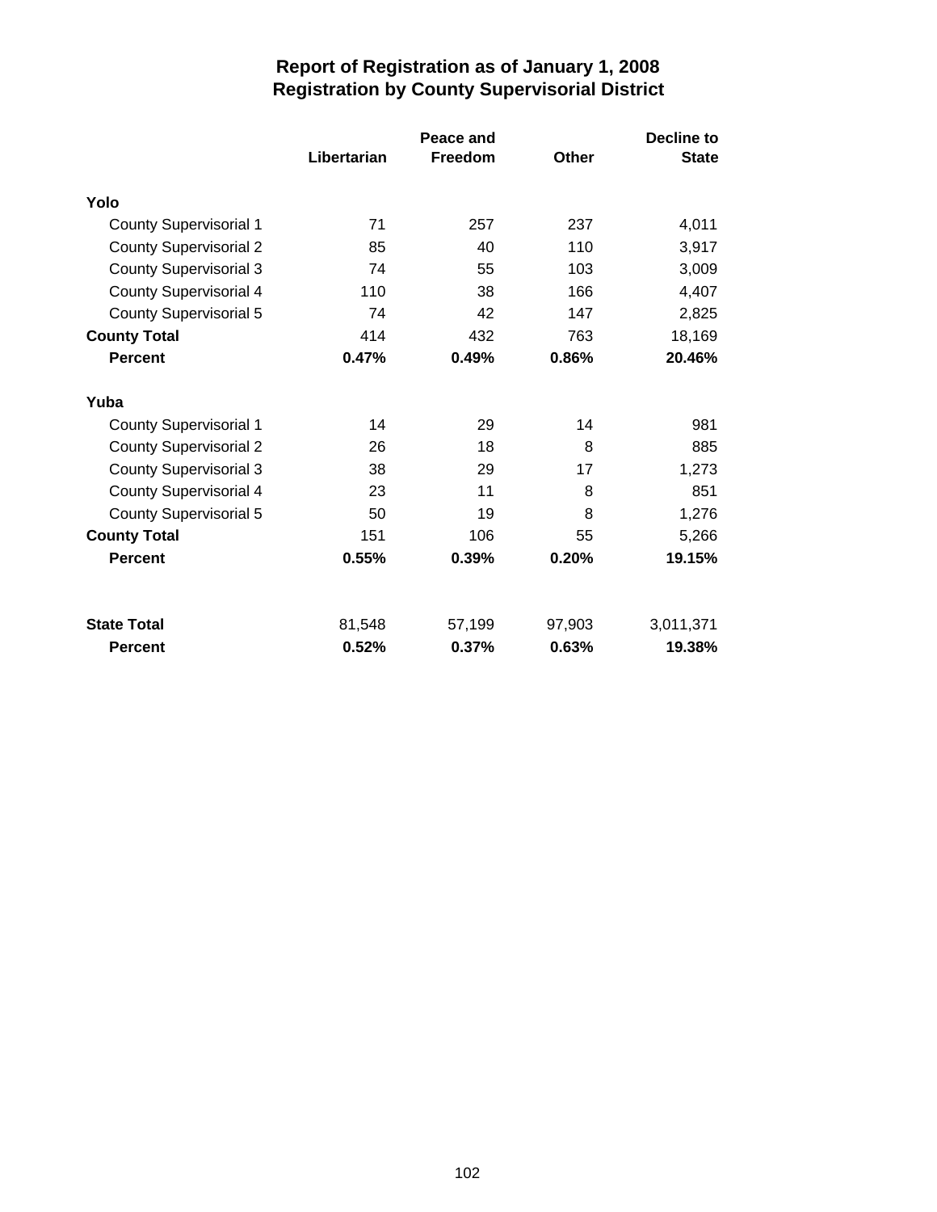# Report of Registration as of January 1, 2008
## Registration by County Supervisorial District

| | Libertarian | Peace and Freedom | Other | Decline to State |
|---|---|---|---|---|
| **Yolo** | | | | |
| County Supervisorial 1 | 71 | 257 | 237 | 4,011 |
| County Supervisorial 2 | 85 | 40 | 110 | 3,917 |
| County Supervisorial 3 | 74 | 55 | 103 | 3,009 |
| County Supervisorial 4 | 110 | 38 | 166 | 4,407 |
| County Supervisorial 5 | 74 | 42 | 147 | 2,825 |
| **County Total** | 414 | 432 | 763 | 18,169 |
| **Percent** | **0.47%** | **0.49%** | **0.86%** | **20.46%** |
| **Yuba** | | | | |
| County Supervisorial 1 | 14 | 29 | 14 | 981 |
| County Supervisorial 2 | 26 | 18 | 8 | 885 |
| County Supervisorial 3 | 38 | 29 | 17 | 1,273 |
| County Supervisorial 4 | 23 | 11 | 8 | 851 |
| County Supervisorial 5 | 50 | 19 | 8 | 1,276 |
| **County Total** | 151 | 106 | 55 | 5,266 |
| **Percent** | **0.55%** | **0.39%** | **0.20%** | **19.15%** |
| **State Total** | 81,548 | 57,199 | 97,903 | 3,011,371 |
| **Percent** | **0.52%** | **0.37%** | **0.63%** | **19.38%** |